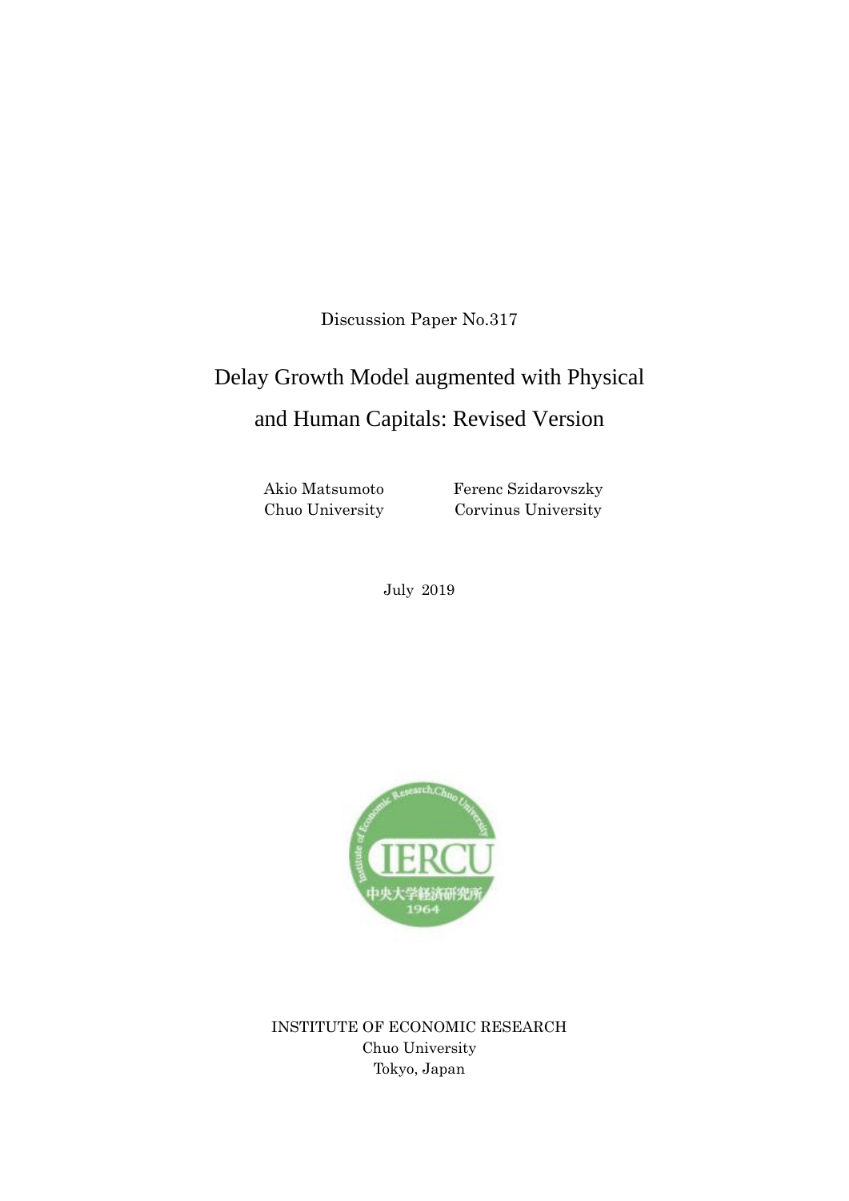Discussion Paper No.317

# Delay Growth Model augmented with Physical and Human Capitals: Revised Version

Akio Matsumoto
Chuo University

Ferenc Szidarovszky
Corvinus University

July 2019

INSTITUTE OF ECONOMIC RESEARCH
Chuo University
Tokyo, Japan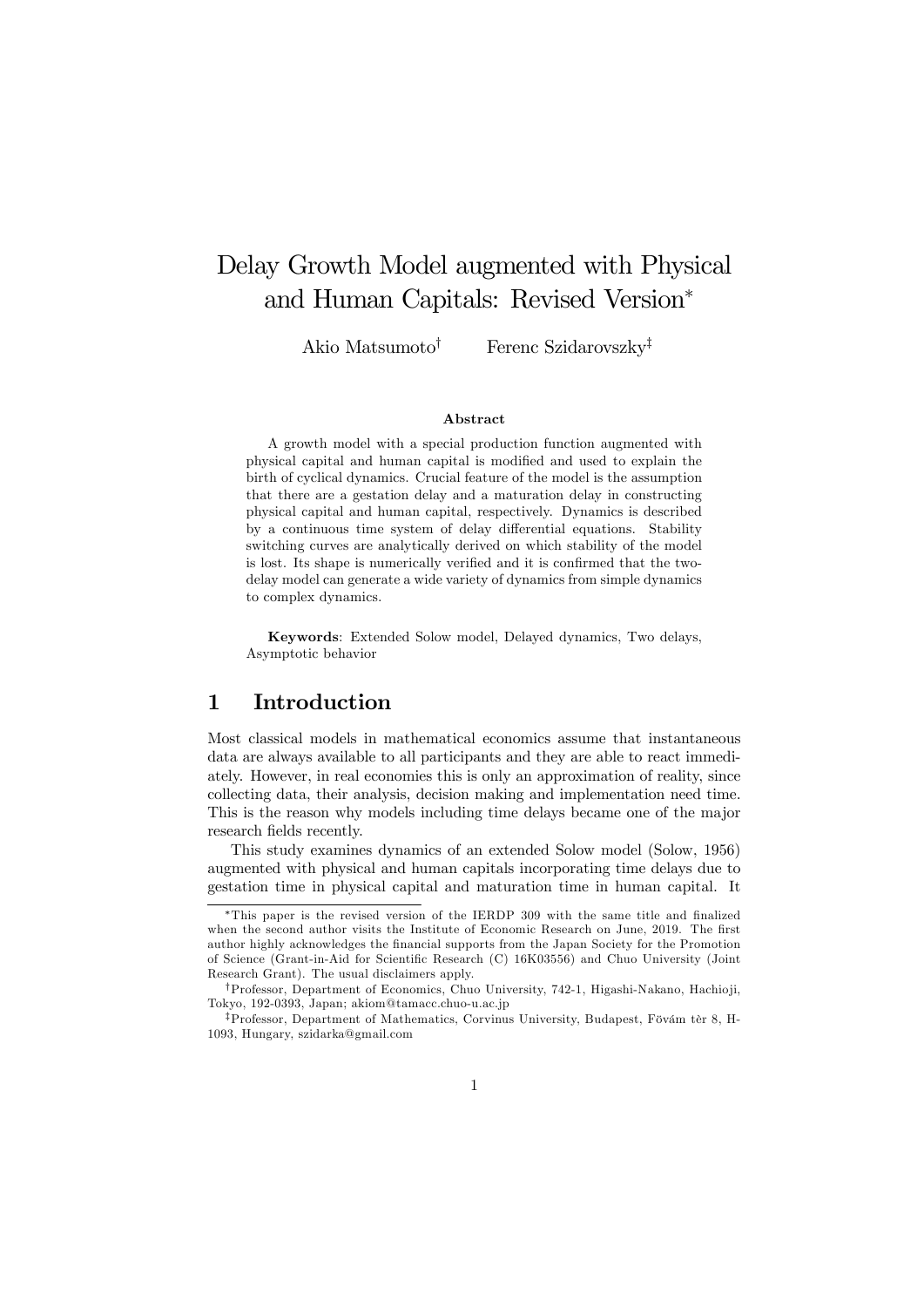# Delay Growth Model augmented with Physical and Human Capitals: Revised Version*

Akio Matsumoto[†] Ferenc Szidarovszky[‡]

### Abstract

A growth model with a special production function augmented with physical capital and human capital is modified and used to explain the birth of cyclical dynamics. Crucial feature of the model is the assumption that there are a gestation delay and a maturation delay in constructing physical capital and human capital, respectively. Dynamics is described by a continuous time system of delay differential equations. Stability switching curves are analytically derived on which stability of the model is lost. Its shape is numerically verified and it is confirmed that the two-delay model can generate a wide variety of dynamics from simple dynamics to complex dynamics.

**Keywords**: Extended Solow model, Delayed dynamics, Two delays, Asymptotic behavior

## 1 Introduction

Most classical models in mathematical economics assume that instantaneous data are always available to all participants and they are able to react immediately. However, in real economies this is only an approximation of reality, since collecting data, their analysis, decision making and implementation need time. This is the reason why models including time delays became one of the major research fields recently.

This study examines dynamics of an extended Solow model (Solow, 1956) augmented with physical and human capitals incorporating time delays due to gestation time in physical capital and maturation time in human capital. It

---

*This paper is the revised version of the IERDP 309 with the same title and finalized when the second author visits the Institute of Economic Research on June, 2019. The first author highly acknowledges the financial supports from the Japan Society for the Promotion of Science (Grant-in-Aid for Scientific Research (C) 16K03556) and Chuo University (Joint Research Grant). The usual disclaimers apply.

[†]Professor, Department of Economics, Chuo University, 742-1, Higashi-Nakano, Hachioji, Tokyo, 192-0393, Japan; akiom@tamacc.chuo-u.ac.jp

[‡]Professor, Department of Mathematics, Corvinus University, Budapest, Fövám tèr 8, H-1093, Hungary, szidarka@gmail.com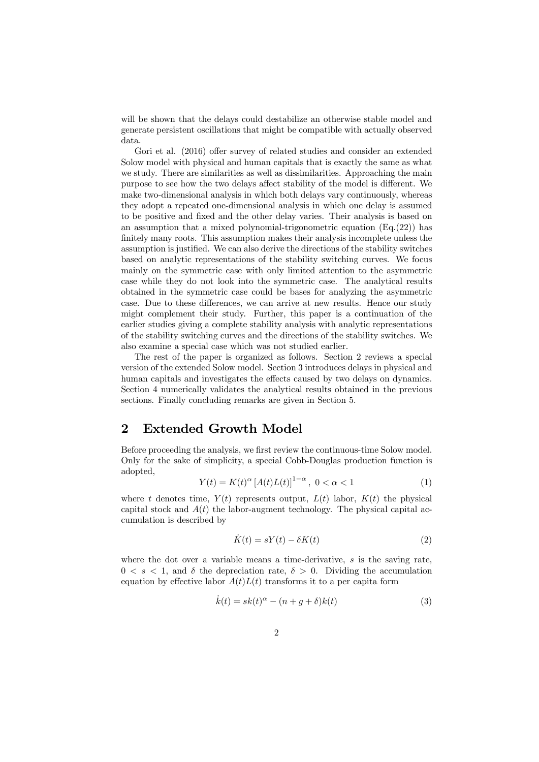will be shown that the delays could destabilize an otherwise stable model and generate persistent oscillations that might be compatible with actually observed data.

Gori et al. (2016) offer survey of related studies and consider an extended Solow model with physical and human capitals that is exactly the same as what we study. There are similarities as well as dissimilarities. Approaching the main purpose to see how the two delays affect stability of the model is different. We make two-dimensional analysis in which both delays vary continuously, whereas they adopt a repeated one-dimensional analysis in which one delay is assumed to be positive and fixed and the other delay varies. Their analysis is based on an assumption that a mixed polynomial-trigonometric equation (Eq.(22)) has finitely many roots. This assumption makes their analysis incomplete unless the assumption is justified. We can also derive the directions of the stability switches based on analytic representations of the stability switching curves. We focus mainly on the symmetric case with only limited attention to the asymmetric case while they do not look into the symmetric case. The analytical results obtained in the symmetric case could be bases for analyzing the asymmetric case. Due to these differences, we can arrive at new results. Hence our study might complement their study. Further, this paper is a continuation of the earlier studies giving a complete stability analysis with analytic representations of the stability switching curves and the directions of the stability switches. We also examine a special case which was not studied earlier.

The rest of the paper is organized as follows. Section 2 reviews a special version of the extended Solow model. Section 3 introduces delays in physical and human capitals and investigates the effects caused by two delays on dynamics. Section 4 numerically validates the analytical results obtained in the previous sections. Finally concluding remarks are given in Section 5.

## 2 Extended Growth Model

Before proceeding the analysis, we first review the continuous-time Solow model. Only for the sake of simplicity, a special Cobb-Douglas production function is adopted,

$$Y(t) = K(t)^{\alpha} \left[A(t)L(t)\right]^{1-\alpha}, \ 0 < \alpha < 1 \tag{1}$$

where $t$ denotes time, $Y(t)$ represents output, $L(t)$ labor, $K(t)$ the physical capital stock and $A(t)$ the labor-augment technology. The physical capital accumulation is described by

$$\dot{K}(t) = sY(t) - \delta K(t) \tag{2}$$

where the dot over a variable means a time-derivative, $s$ is the saving rate, $0 < s < 1$, and $\delta$ the depreciation rate, $\delta > 0$. Dividing the accumulation equation by effective labor $A(t)L(t)$ transforms it to a per capita form

$$\dot{k}(t) = sk(t)^{\alpha} - (n + g + \delta)k(t) \tag{3}$$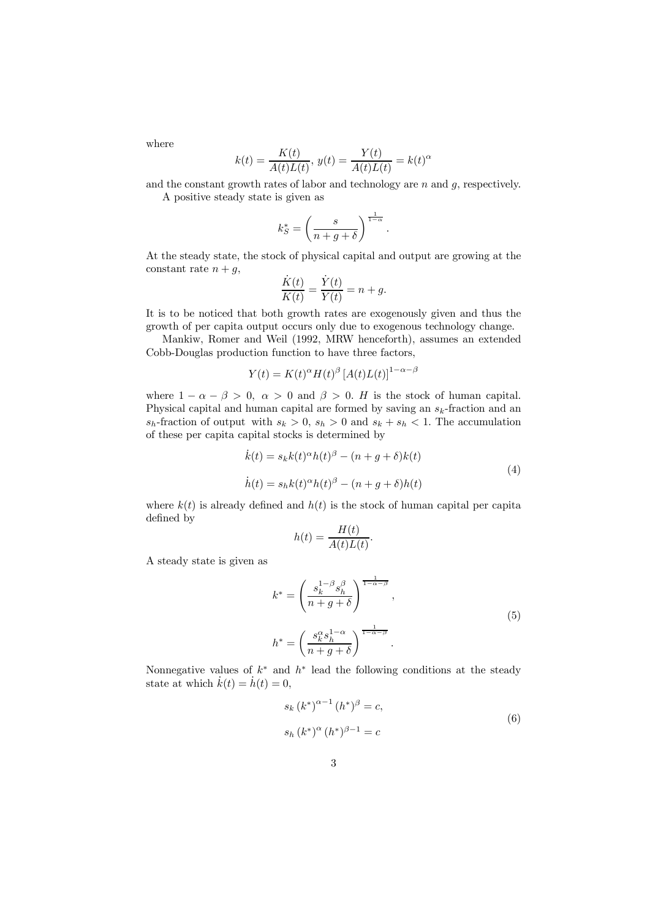where

$$k(t) = \frac{K(t)}{A(t)L(t)},\ y(t) = \frac{Y(t)}{A(t)L(t)} = k(t)^{\alpha}$$

and the constant growth rates of labor and technology are $n$ and $g$, respectively.

A positive steady state is given as

$$k_S^* = \left(\frac{s}{n+g+\delta}\right)^{\frac{1}{1-\alpha}}.$$

At the steady state, the stock of physical capital and output are growing at the constant rate $n+g$,

$$\frac{\dot{K}(t)}{K(t)} = \frac{\dot{Y}(t)}{Y(t)} = n+g.$$

It is to be noticed that both growth rates are exogenously given and thus the growth of per capita output occurs only due to exogenous technology change.

Mankiw, Romer and Weil (1992, MRW henceforth), assumes an extended Cobb-Douglas production function to have three factors,

$$Y(t) = K(t)^{\alpha} H(t)^{\beta} \left[A(t)L(t)\right]^{1-\alpha-\beta}$$

where $1-\alpha-\beta > 0,\ \alpha > 0$ and $\beta > 0$. $H$ is the stock of human capital. Physical capital and human capital are formed by saving an $s_k$-fraction and an $s_h$-fraction of output with $s_k > 0$, $s_h > 0$ and $s_k + s_h < 1$. The accumulation of these per capita capital stocks is determined by

$$\begin{aligned}
\dot{k}(t) &= s_k k(t)^{\alpha} h(t)^{\beta} - (n+g+\delta)k(t) \\
\dot{h}(t) &= s_h k(t)^{\alpha} h(t)^{\beta} - (n+g+\delta)h(t)
\end{aligned} \tag{4}$$

where $k(t)$ is already defined and $h(t)$ is the stock of human capital per capita defined by

$$h(t) = \frac{H(t)}{A(t)L(t)}.$$

A steady state is given as

$$\begin{aligned}
k^* &= \left(\frac{s_k^{1-\beta} s_h^{\beta}}{n+g+\delta}\right)^{\frac{1}{1-\alpha-\beta}}, \\
h^* &= \left(\frac{s_k^{\alpha} s_h^{1-\alpha}}{n+g+\delta}\right)^{\frac{1}{1-\alpha-\beta}}.
\end{aligned} \tag{5}$$

Nonnegative values of $k^*$ and $h^*$ lead the following conditions at the steady state at which $\dot{k}(t) = \dot{h}(t) = 0$,

$$\begin{aligned}
s_k \left(k^*\right)^{\alpha-1} \left(h^*\right)^{\beta} &= c, \\
s_h \left(k^*\right)^{\alpha} \left(h^*\right)^{\beta-1} &= c
\end{aligned} \tag{6}$$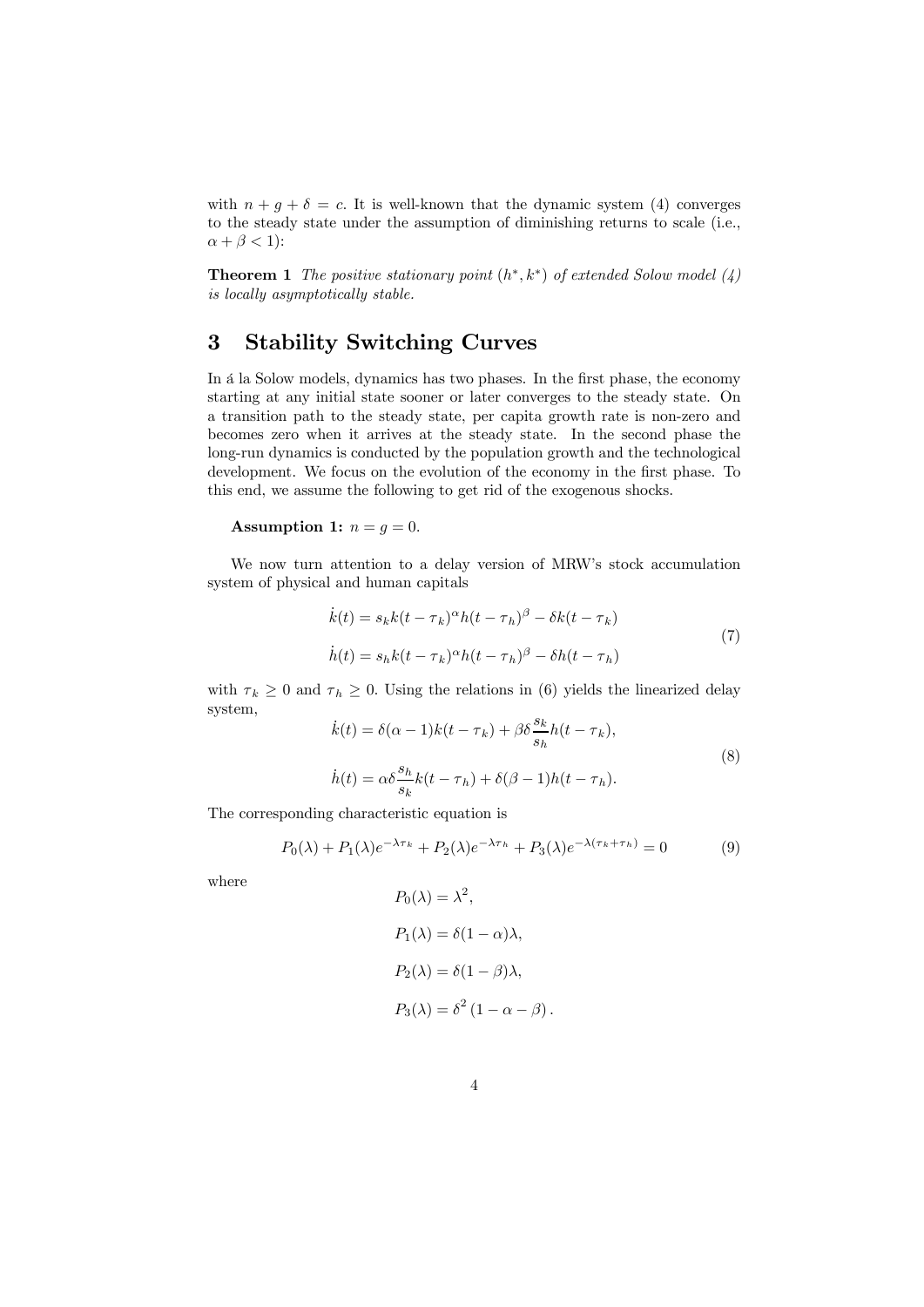with $n + g + \delta = c$. It is well-known that the dynamic system (4) converges to the steady state under the assumption of diminishing returns to scale (i.e., $\alpha + \beta < 1$):

**Theorem 1** *The positive stationary point $(h^*, k^*)$ of extended Solow model (4) is locally asymptotically stable.*

# 3 Stability Switching Curves

In á la Solow models, dynamics has two phases. In the first phase, the economy starting at any initial state sooner or later converges to the steady state. On a transition path to the steady state, per capita growth rate is non-zero and becomes zero when it arrives at the steady state. In the second phase the long-run dynamics is conducted by the population growth and the technological development. We focus on the evolution of the economy in the first phase. To this end, we assume the following to get rid of the exogenous shocks.

**Assumption 1:** $n = g = 0$.

We now turn attention to a delay version of MRW's stock accumulation system of physical and human capitals

$$\begin{aligned} \dot{k}(t) &= s_k k(t-\tau_k)^{\alpha} h(t-\tau_h)^{\beta} - \delta k(t-\tau_k) \\ \dot{h}(t) &= s_h k(t-\tau_k)^{\alpha} h(t-\tau_h)^{\beta} - \delta h(t-\tau_h) \end{aligned} \tag{7}$$

with $\tau_k \geq 0$ and $\tau_h \geq 0$. Using the relations in (6) yields the linearized delay system,

$$\begin{aligned} \dot{k}(t) &= \delta(\alpha - 1)k(t-\tau_k) + \beta\delta\frac{s_k}{s_h}h(t-\tau_k), \\ \dot{h}(t) &= \alpha\delta\frac{s_h}{s_k}k(t-\tau_h) + \delta(\beta - 1)h(t-\tau_h). \end{aligned} \tag{8}$$

The corresponding characteristic equation is

$$P_0(\lambda) + P_1(\lambda)e^{-\lambda\tau_k} + P_2(\lambda)e^{-\lambda\tau_h} + P_3(\lambda)e^{-\lambda(\tau_k+\tau_h)} = 0 \tag{9}$$

where

$$\begin{aligned} P_0(\lambda) &= \lambda^2, \\ P_1(\lambda) &= \delta(1-\alpha)\lambda, \\ P_2(\lambda) &= \delta(1-\beta)\lambda, \\ P_3(\lambda) &= \delta^2(1-\alpha-\beta). \end{aligned}$$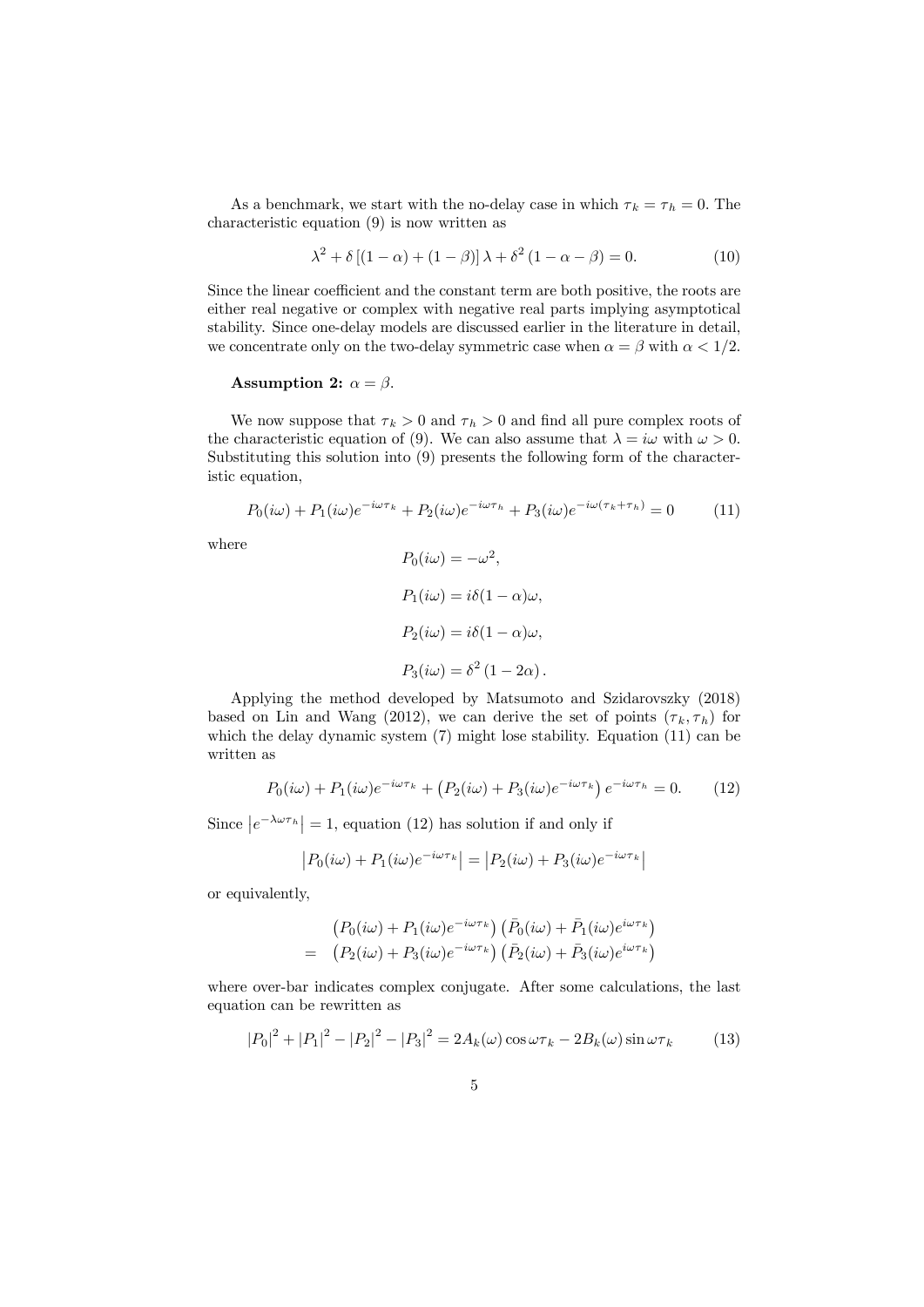As a benchmark, we start with the no-delay case in which $\tau_k = \tau_h = 0$. The characteristic equation (9) is now written as

$$\lambda^2 + \delta\left[(1-\alpha) + (1-\beta)\right]\lambda + \delta^2\left(1-\alpha-\beta\right) = 0. \tag{10}$$

Since the linear coefficient and the constant term are both positive, the roots are either real negative or complex with negative real parts implying asymptotical stability. Since one-delay models are discussed earlier in the literature in detail, we concentrate only on the two-delay symmetric case when $\alpha = \beta$ with $\alpha < 1/2$.

**Assumption 2:** $\alpha = \beta$.

We now suppose that $\tau_k > 0$ and $\tau_h > 0$ and find all pure complex roots of the characteristic equation of (9). We can also assume that $\lambda = i\omega$ with $\omega > 0$. Substituting this solution into (9) presents the following form of the characteristic equation,

$$P_0(i\omega) + P_1(i\omega)e^{-i\omega\tau_k} + P_2(i\omega)e^{-i\omega\tau_h} + P_3(i\omega)e^{-i\omega(\tau_k+\tau_h)} = 0 \tag{11}$$

where

$$P_0(i\omega) = -\omega^2,$$

$$P_1(i\omega) = i\delta(1-\alpha)\omega,$$

$$P_2(i\omega) = i\delta(1-\alpha)\omega,$$

$$P_3(i\omega) = \delta^2\left(1-2\alpha\right).$$

Applying the method developed by Matsumoto and Szidarovszky (2018) based on Lin and Wang (2012), we can derive the set of points $(\tau_k, \tau_h)$ for which the delay dynamic system (7) might lose stability. Equation (11) can be written as

$$P_0(i\omega) + P_1(i\omega)e^{-i\omega\tau_k} + \left(P_2(i\omega) + P_3(i\omega)e^{-i\omega\tau_k}\right)e^{-i\omega\tau_h} = 0. \tag{12}$$

Since $\left|e^{-\lambda\omega\tau_h}\right| = 1$, equation (12) has solution if and only if

$$\left|P_0(i\omega) + P_1(i\omega)e^{-i\omega\tau_k}\right| = \left|P_2(i\omega) + P_3(i\omega)e^{-i\omega\tau_k}\right|$$

or equivalently,

$$\begin{aligned}
& \left(P_0(i\omega) + P_1(i\omega)e^{-i\omega\tau_k}\right)\left(\bar{P}_0(i\omega) + \bar{P}_1(i\omega)e^{i\omega\tau_k}\right) \\
= \; & \left(P_2(i\omega) + P_3(i\omega)e^{-i\omega\tau_k}\right)\left(\bar{P}_2(i\omega) + \bar{P}_3(i\omega)e^{i\omega\tau_k}\right)
\end{aligned}$$

where over-bar indicates complex conjugate. After some calculations, the last equation can be rewritten as

$$\left|P_0\right|^2 + \left|P_1\right|^2 - \left|P_2\right|^2 - \left|P_3\right|^2 = 2A_k(\omega)\cos\omega\tau_k - 2B_k(\omega)\sin\omega\tau_k \tag{13}$$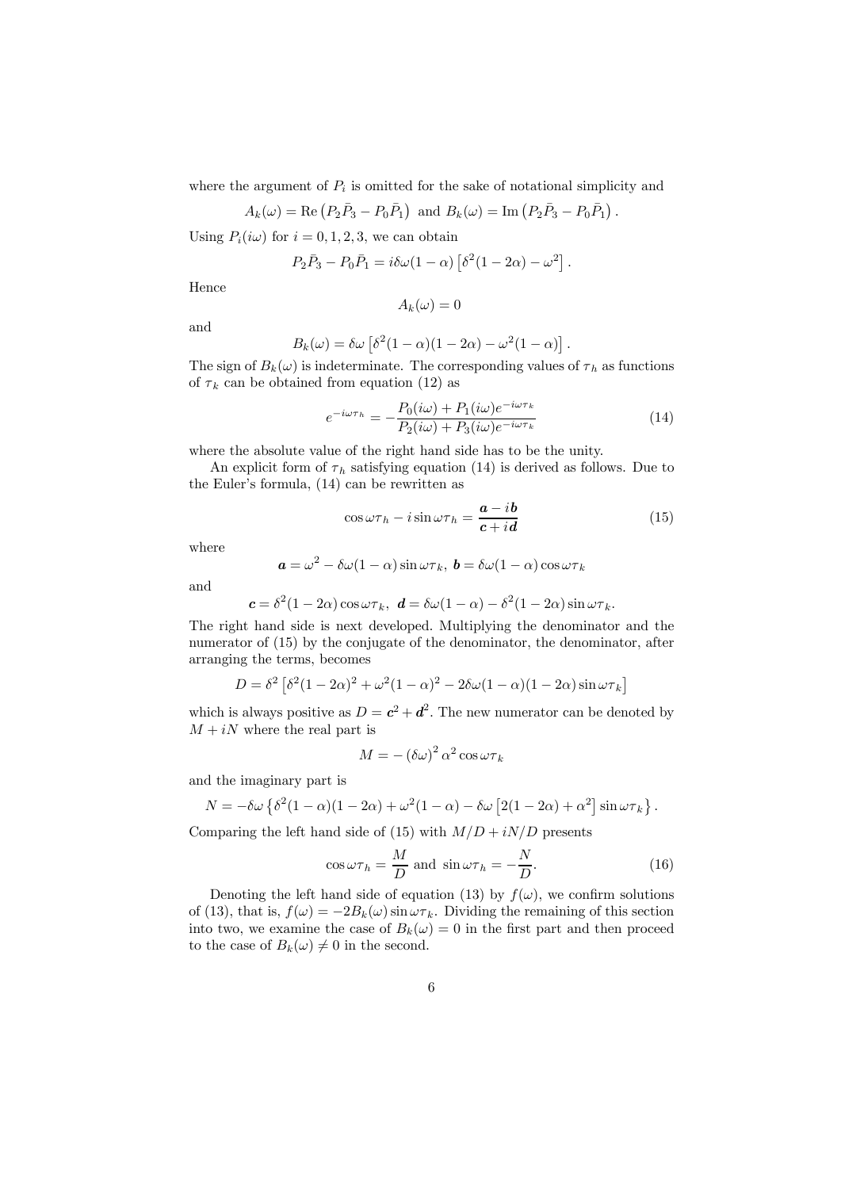where the argument of $P_i$ is omitted for the sake of notational simplicity and

$$A_k(\omega) = \operatorname{Re}\left(P_2\bar{P}_3 - P_0\bar{P}_1\right) \text{ and } B_k(\omega) = \operatorname{Im}\left(P_2\bar{P}_3 - P_0\bar{P}_1\right).$$

Using $P_i(i\omega)$ for $i = 0, 1, 2, 3$, we can obtain

$$P_2\bar{P}_3 - P_0\bar{P}_1 = i\delta\omega(1-\alpha)\left[\delta^2(1-2\alpha) - \omega^2\right].$$

Hence

$$A_k(\omega) = 0$$

and

$$B_k(\omega) = \delta\omega\left[\delta^2(1-\alpha)(1-2\alpha) - \omega^2(1-\alpha)\right].$$

The sign of $B_k(\omega)$ is indeterminate. The corresponding values of $\tau_h$ as functions of $\tau_k$ can be obtained from equation (12) as

$$e^{-i\omega\tau_h} = -\frac{P_0(i\omega) + P_1(i\omega)e^{-i\omega\tau_k}}{P_2(i\omega) + P_3(i\omega)e^{-i\omega\tau_k}} \tag{14}$$

where the absolute value of the right hand side has to be the unity.

An explicit form of $\tau_h$ satisfying equation (14) is derived as follows. Due to the Euler's formula, (14) can be rewritten as

$$\cos\omega\tau_h - i\sin\omega\tau_h = \frac{\boldsymbol{a} - i\boldsymbol{b}}{\boldsymbol{c} + i\boldsymbol{d}} \tag{15}$$

where

$$\boldsymbol{a} = \omega^2 - \delta\omega(1-\alpha)\sin\omega\tau_k,\ \boldsymbol{b} = \delta\omega(1-\alpha)\cos\omega\tau_k$$

and

$$\boldsymbol{c} = \delta^2(1-2\alpha)\cos\omega\tau_k,\ \boldsymbol{d} = \delta\omega(1-\alpha) - \delta^2(1-2\alpha)\sin\omega\tau_k.$$

The right hand side is next developed. Multiplying the denominator and the numerator of (15) by the conjugate of the denominator, the denominator, after arranging the terms, becomes

$$D = \delta^2\left[\delta^2(1-2\alpha)^2 + \omega^2(1-\alpha)^2 - 2\delta\omega(1-\alpha)(1-2\alpha)\sin\omega\tau_k\right]$$

which is always positive as $D = \boldsymbol{c}^2 + \boldsymbol{d}^2$. The new numerator can be denoted by $M + iN$ where the real part is

$$M = -\left(\delta\omega\right)^2\alpha^2\cos\omega\tau_k$$

and the imaginary part is

$$N = -\delta\omega\left\{\delta^2(1-\alpha)(1-2\alpha) + \omega^2(1-\alpha) - \delta\omega\left[2(1-2\alpha) + \alpha^2\right]\sin\omega\tau_k\right\}.$$

Comparing the left hand side of (15) with $M/D + iN/D$ presents

$$\cos\omega\tau_h = \frac{M}{D} \text{ and } \sin\omega\tau_h = -\frac{N}{D}. \tag{16}$$

Denoting the left hand side of equation (13) by $f(\omega)$, we confirm solutions of (13), that is, $f(\omega) = -2B_k(\omega)\sin\omega\tau_k$. Dividing the remaining of this section into two, we examine the case of $B_k(\omega) = 0$ in the first part and then proceed to the case of $B_k(\omega) \neq 0$ in the second.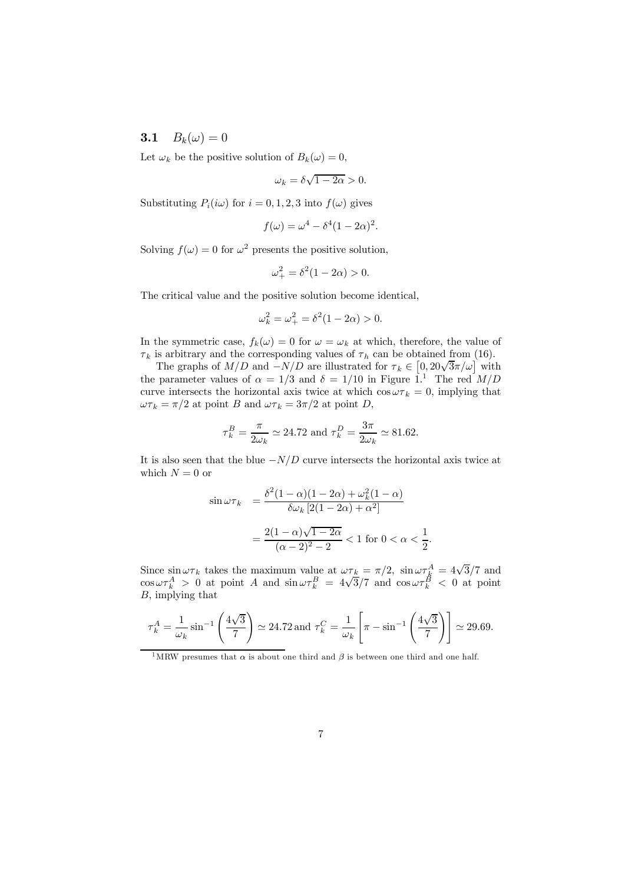### 3.1 $B_k(\omega) = 0$

Let $\omega_k$ be the positive solution of $B_k(\omega) = 0$,

$$\omega_k = \delta\sqrt{1-2\alpha} > 0.$$

Substituting $P_i(i\omega)$ for $i = 0, 1, 2, 3$ into $f(\omega)$ gives

$$f(\omega) = \omega^4 - \delta^4(1-2\alpha)^2.$$

Solving $f(\omega) = 0$ for $\omega^2$ presents the positive solution,

$$\omega_+^2 = \delta^2(1-2\alpha) > 0.$$

The critical value and the positive solution become identical,

$$\omega_k^2 = \omega_+^2 = \delta^2(1-2\alpha) > 0.$$

In the symmetric case, $f_k(\omega) = 0$ for $\omega = \omega_k$ at which, therefore, the value of $\tau_k$ is arbitrary and the corresponding values of $\tau_h$ can be obtained from (16).

The graphs of $M/D$ and $-N/D$ are illustrated for $\tau_k \in \left[0, 20\sqrt{3}\pi/\omega\right]$ with the parameter values of $\alpha = 1/3$ and $\delta = 1/10$ in Figure 1.[1] The red $M/D$ curve intersects the horizontal axis twice at which $\cos\omega\tau_k = 0$, implying that $\omega\tau_k = \pi/2$ at point $B$ and $\omega\tau_k = 3\pi/2$ at point $D$,

$$\tau_k^B = \frac{\pi}{2\omega_k} \simeq 24.72 \text{ and } \tau_k^D = \frac{3\pi}{2\omega_k} \simeq 81.62.$$

It is also seen that the blue $-N/D$ curve intersects the horizontal axis twice at which $N = 0$ or

$$\begin{aligned}
\sin\omega\tau_k &= \frac{\delta^2(1-\alpha)(1-2\alpha) + \omega_k^2(1-\alpha)}{\delta\omega_k\left[2(1-2\alpha) + \alpha^2\right]} \\
&= \frac{2(1-\alpha)\sqrt{1-2\alpha}}{(\alpha-2)^2 - 2} < 1 \text{ for } 0 < \alpha < \frac{1}{2}.
\end{aligned}$$

Since $\sin\omega\tau_k$ takes the maximum value at $\omega\tau_k = \pi/2$, $\sin\omega\tau_k^A = 4\sqrt{3}/7$ and $\cos\omega\tau_k^A > 0$ at point $A$ and $\sin\omega\tau_k^B = 4\sqrt{3}/7$ and $\cos\omega\tau_k^B < 0$ at point $B$, implying that

$$\tau_k^A = \frac{1}{\omega_k}\sin^{-1}\left(\frac{4\sqrt{3}}{7}\right) \simeq 24.72 \text{ and } \tau_k^C = \frac{1}{\omega_k}\left[\pi - \sin^{-1}\left(\frac{4\sqrt{3}}{7}\right)\right] \simeq 29.69.$$

[1] MRW presumes that $\alpha$ is about one third and $\beta$ is between one third and one half.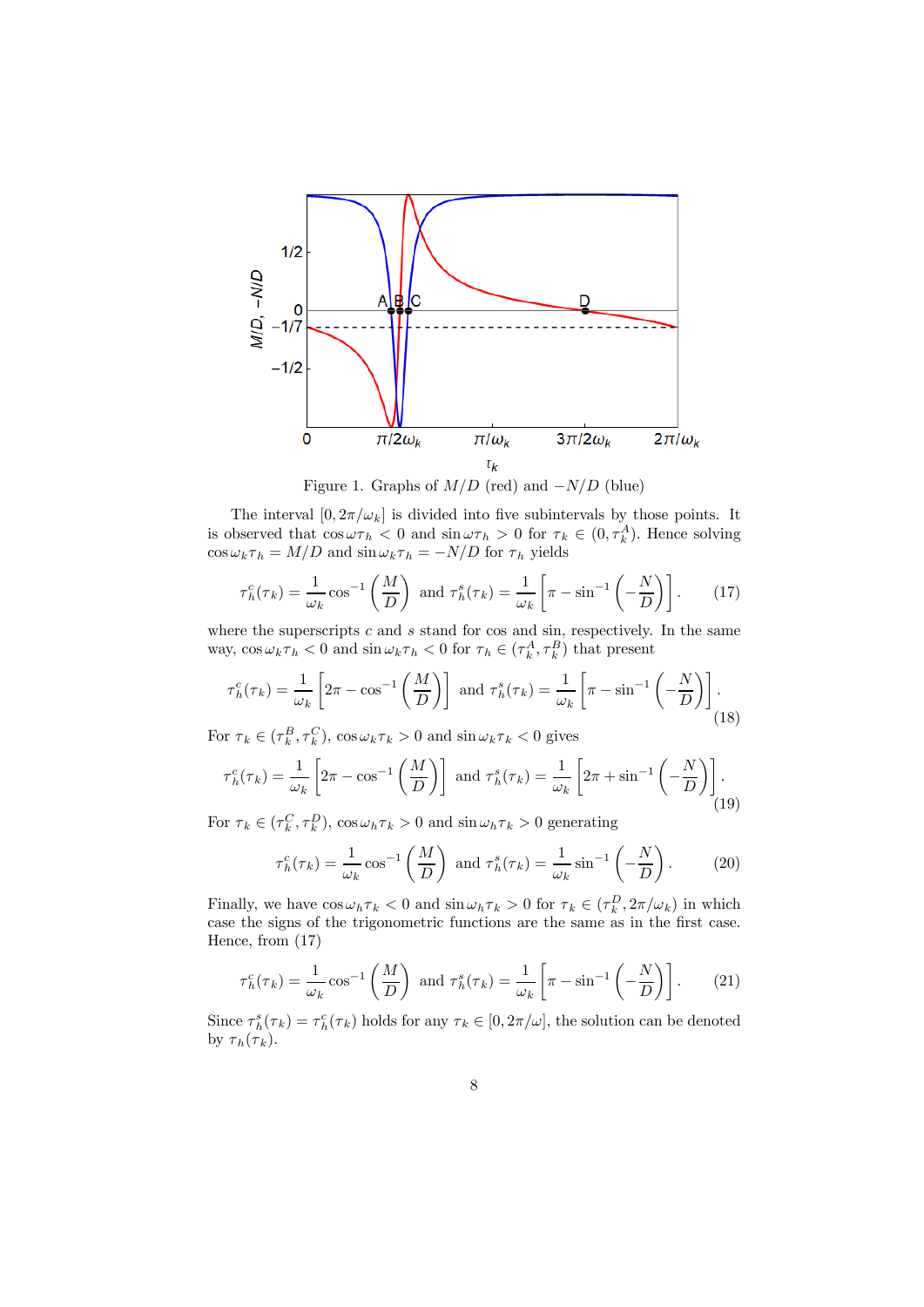Figure 1. Graphs of $M/D$ (red) and $-N/D$ (blue)

The interval $[0, 2\pi/\omega_k]$ is divided into five subintervals by those points. It is observed that $\cos\omega\tau_h < 0$ and $\sin\omega\tau_h > 0$ for $\tau_k \in (0, \tau_k^A)$. Hence solving $\cos\omega_k\tau_h = M/D$ and $\sin\omega_k\tau_h = -N/D$ for $\tau_h$ yields

$$\tau_h^c(\tau_k) = \frac{1}{\omega_k}\cos^{-1}\left(\frac{M}{D}\right) \text{ and } \tau_h^s(\tau_k) = \frac{1}{\omega_k}\left[\pi - \sin^{-1}\left(-\frac{N}{D}\right)\right]. \tag{17}$$

where the superscripts $c$ and $s$ stand for cos and sin, respectively. In the same way, $\cos\omega_k\tau_h < 0$ and $\sin\omega_k\tau_h < 0$ for $\tau_h \in (\tau_k^A, \tau_k^B)$ that present

$$\tau_h^c(\tau_k) = \frac{1}{\omega_k}\left[2\pi - \cos^{-1}\left(\frac{M}{D}\right)\right] \text{ and } \tau_h^s(\tau_k) = \frac{1}{\omega_k}\left[\pi - \sin^{-1}\left(-\frac{N}{D}\right)\right]. \tag{18}$$

For $\tau_k \in (\tau_k^B, \tau_k^C)$, $\cos\omega_k\tau_k > 0$ and $\sin\omega_k\tau_k < 0$ gives

$$\tau_h^c(\tau_k) = \frac{1}{\omega_k}\left[2\pi - \cos^{-1}\left(\frac{M}{D}\right)\right] \text{ and } \tau_h^s(\tau_k) = \frac{1}{\omega_k}\left[2\pi + \sin^{-1}\left(-\frac{N}{D}\right)\right]. \tag{19}$$

For $\tau_k \in (\tau_k^C, \tau_k^D)$, $\cos\omega_h\tau_k > 0$ and $\sin\omega_h\tau_k > 0$ generating

$$\tau_h^c(\tau_k) = \frac{1}{\omega_k}\cos^{-1}\left(\frac{M}{D}\right) \text{ and } \tau_h^s(\tau_k) = \frac{1}{\omega_k}\sin^{-1}\left(-\frac{N}{D}\right). \tag{20}$$

Finally, we have $\cos\omega_h\tau_k < 0$ and $\sin\omega_h\tau_k > 0$ for $\tau_k \in (\tau_k^D, 2\pi/\omega_k)$ in which case the signs of the trigonometric functions are the same as in the first case. Hence, from (17)

$$\tau_h^c(\tau_k) = \frac{1}{\omega_k}\cos^{-1}\left(\frac{M}{D}\right) \text{ and } \tau_h^s(\tau_k) = \frac{1}{\omega_k}\left[\pi - \sin^{-1}\left(-\frac{N}{D}\right)\right]. \tag{21}$$

Since $\tau_h^s(\tau_k) = \tau_h^c(\tau_k)$ holds for any $\tau_k \in [0, 2\pi/\omega]$, the solution can be denoted by $\tau_h(\tau_k)$.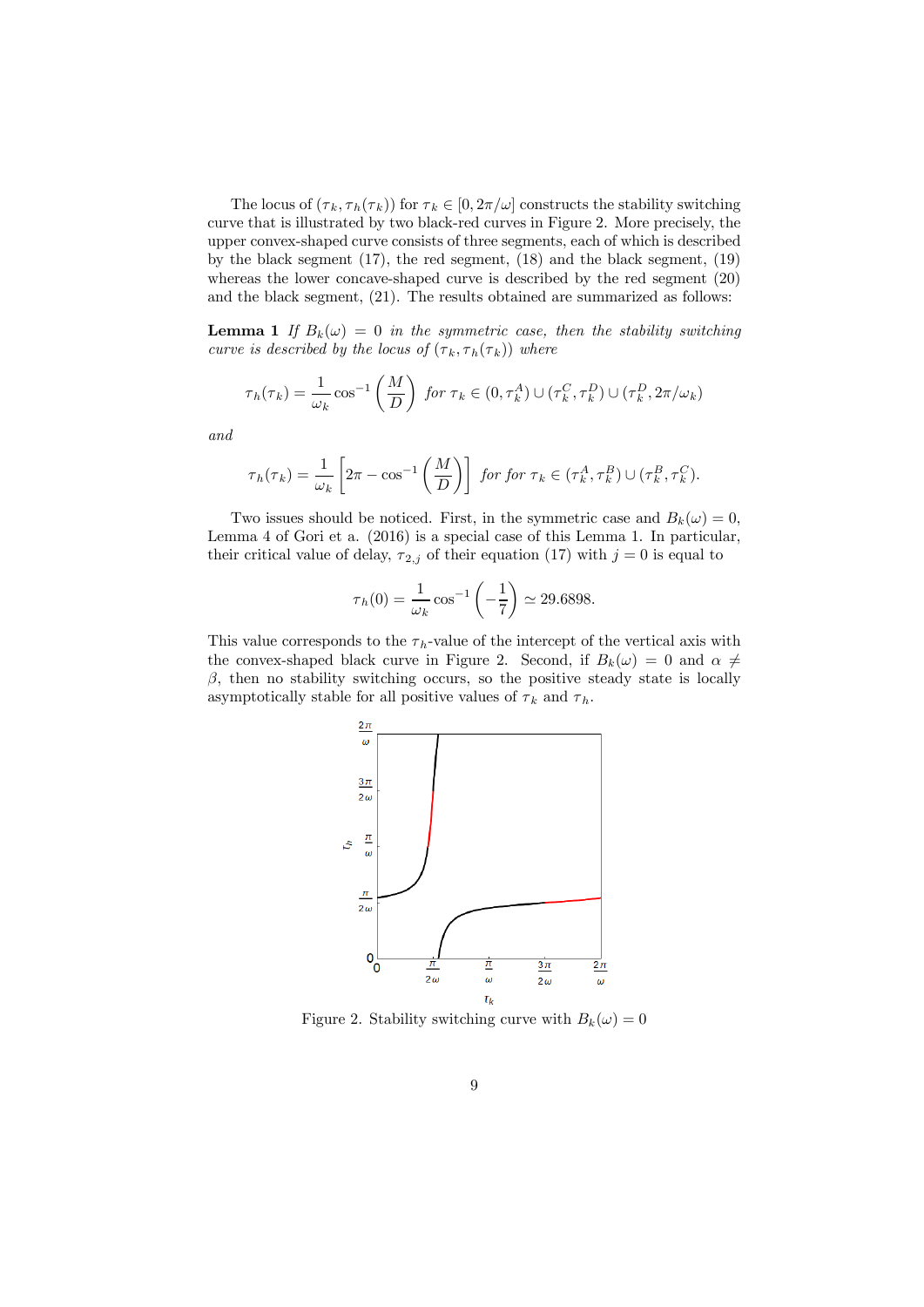The locus of $(\tau_k, \tau_h(\tau_k))$ for $\tau_k \in [0, 2\pi/\omega]$ constructs the stability switching curve that is illustrated by two black-red curves in Figure 2. More precisely, the upper convex-shaped curve consists of three segments, each of which is described by the black segment (17), the red segment, (18) and the black segment, (19) whereas the lower concave-shaped curve is described by the red segment (20) and the black segment, (21). The results obtained are summarized as follows:

**Lemma 1** *If $B_k(\omega) = 0$ in the symmetric case, then the stability switching curve is described by the locus of $(\tau_k, \tau_h(\tau_k))$ where*

$$\tau_h(\tau_k) = \frac{1}{\omega_k}\cos^{-1}\left(\frac{M}{D}\right) \text{ for } \tau_k \in (0, \tau_k^A) \cup (\tau_k^C, \tau_k^D) \cup (\tau_k^D, 2\pi/\omega_k)$$

*and*

$$\tau_h(\tau_k) = \frac{1}{\omega_k}\left[2\pi - \cos^{-1}\left(\frac{M}{D}\right)\right] \text{ for for } \tau_k \in (\tau_k^A, \tau_k^B) \cup (\tau_k^B, \tau_k^C).$$

Two issues should be noticed. First, in the symmetric case and $B_k(\omega) = 0$, Lemma 4 of Gori et a. (2016) is a special case of this Lemma 1. In particular, their critical value of delay, $\tau_{2,j}$ of their equation (17) with $j = 0$ is equal to

$$\tau_h(0) = \frac{1}{\omega_k}\cos^{-1}\left(-\frac{1}{7}\right) \simeq 29.6898.$$

This value corresponds to the $\tau_h$-value of the intercept of the vertical axis with the convex-shaped black curve in Figure 2. Second, if $B_k(\omega) = 0$ and $\alpha \neq \beta$, then no stability switching occurs, so the positive steady state is locally asymptotically stable for all positive values of $\tau_k$ and $\tau_h$.

Figure 2. Stability switching curve with $B_k(\omega) = 0$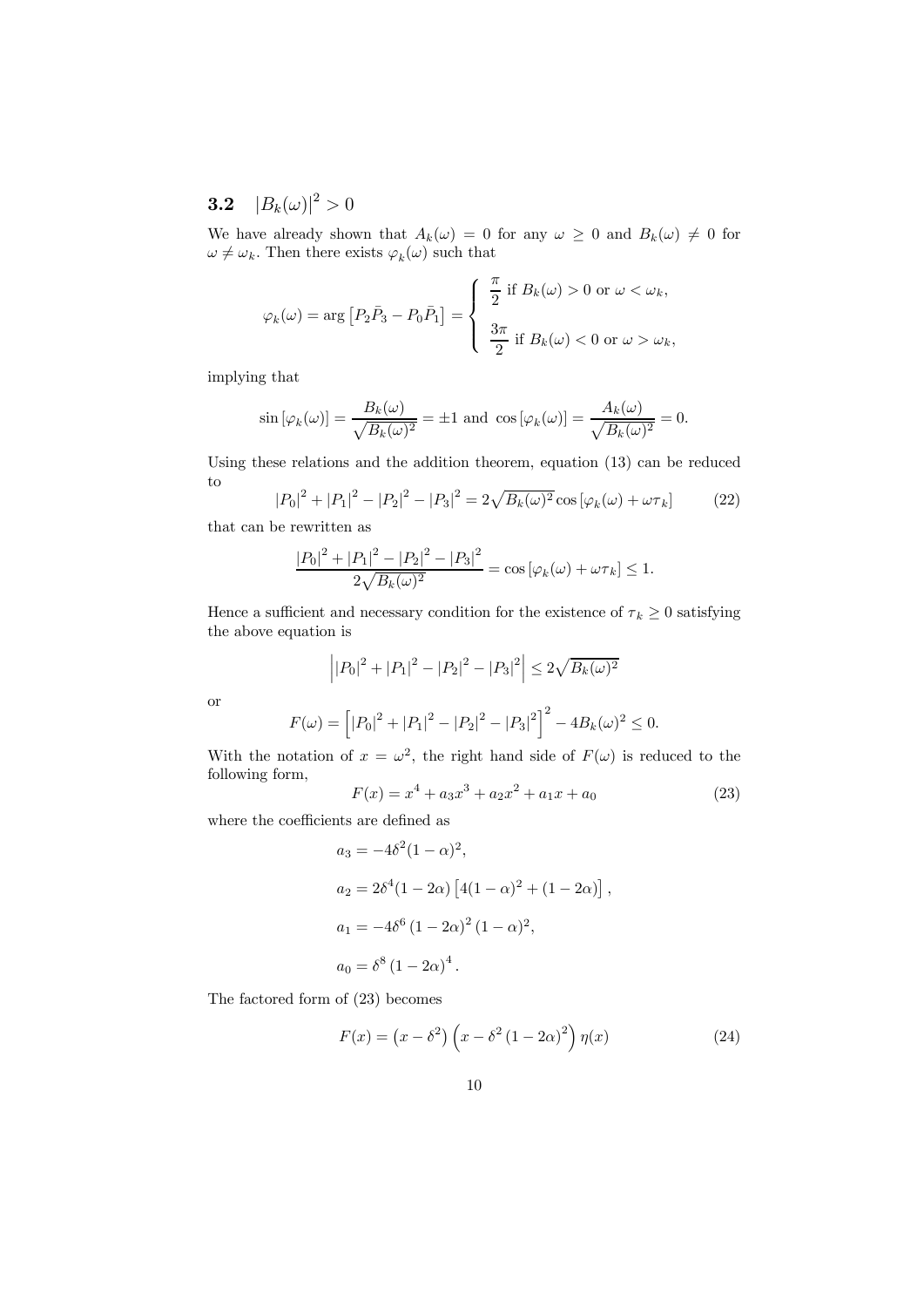### 3.2 $|B_k(\omega)|^2 > 0$

We have already shown that $A_k(\omega) = 0$ for any $\omega \geq 0$ and $B_k(\omega) \neq 0$ for $\omega \neq \omega_k$. Then there exists $\varphi_k(\omega)$ such that

$$\varphi_k(\omega) = \arg\left[P_2\bar{P}_3 - P_0\bar{P}_1\right] = \begin{cases} \dfrac{\pi}{2} \text{ if } B_k(\omega) > 0 \text{ or } \omega < \omega_k, \\[2ex] \dfrac{3\pi}{2} \text{ if } B_k(\omega) < 0 \text{ or } \omega > \omega_k, \end{cases}$$

implying that

$$\sin\left[\varphi_k(\omega)\right] = \frac{B_k(\omega)}{\sqrt{B_k(\omega)^2}} = \pm 1 \text{ and } \cos\left[\varphi_k(\omega)\right] = \frac{A_k(\omega)}{\sqrt{B_k(\omega)^2}} = 0.$$

Using these relations and the addition theorem, equation (13) can be reduced to

$$|P_0|^2 + |P_1|^2 - |P_2|^2 - |P_3|^2 = 2\sqrt{B_k(\omega)^2}\cos\left[\varphi_k(\omega) + \omega\tau_k\right] \tag{22}$$

that can be rewritten as

$$\frac{|P_0|^2 + |P_1|^2 - |P_2|^2 - |P_3|^2}{2\sqrt{B_k(\omega)^2}} = \cos\left[\varphi_k(\omega) + \omega\tau_k\right] \leq 1.$$

Hence a sufficient and necessary condition for the existence of $\tau_k \geq 0$ satisfying the above equation is

$$\left||P_0|^2 + |P_1|^2 - |P_2|^2 - |P_3|^2\right| \leq 2\sqrt{B_k(\omega)^2}$$

or

$$F(\omega) = \left[|P_0|^2 + |P_1|^2 - |P_2|^2 - |P_3|^2\right]^2 - 4B_k(\omega)^2 \leq 0.$$

With the notation of $x = \omega^2$, the right hand side of $F(\omega)$ is reduced to the following form,

$$F(x) = x^4 + a_3x^3 + a_2x^2 + a_1x + a_0 \tag{23}$$

where the coefficients are defined as

$$\begin{aligned}
a_3 &= -4\delta^2(1-\alpha)^2, \\
a_2 &= 2\delta^4(1-2\alpha)\left[4(1-\alpha)^2 + (1-2\alpha)\right], \\
a_1 &= -4\delta^6\left(1-2\alpha\right)^2(1-\alpha)^2, \\
a_0 &= \delta^8\left(1-2\alpha\right)^4.
\end{aligned}$$

The factored form of (23) becomes

$$F(x) = \left(x - \delta^2\right)\left(x - \delta^2\left(1-2\alpha\right)^2\right)\eta(x) \tag{24}$$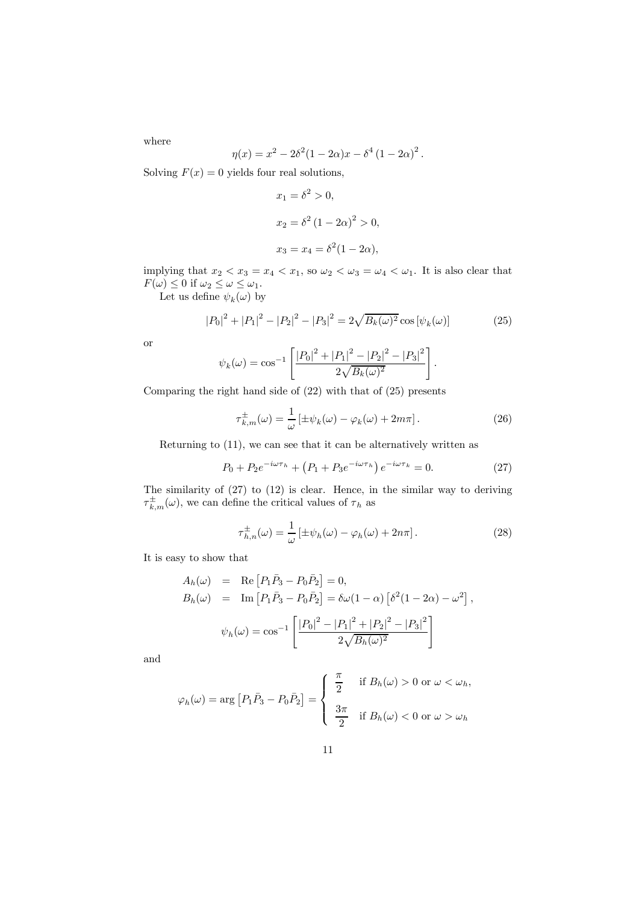where

$$\eta(x) = x^2 - 2\delta^2(1-2\alpha)x - \delta^4\left(1-2\alpha\right)^2.$$

Solving $F(x) = 0$ yields four real solutions,

$$x_1 = \delta^2 > 0,$$

$$x_2 = \delta^2\left(1-2\alpha\right)^2 > 0,$$

$$x_3 = x_4 = \delta^2(1-2\alpha),$$

implying that $x_2 < x_3 = x_4 < x_1$, so $\omega_2 < \omega_3 = \omega_4 < \omega_1$. It is also clear that $F(\omega) \leq 0$ if $\omega_2 \leq \omega \leq \omega_1$.

Let us define $\psi_k(\omega)$ by

$$\left|P_0\right|^2 + \left|P_1\right|^2 - \left|P_2\right|^2 - \left|P_3\right|^2 = 2\sqrt{B_k(\omega)^2}\cos\left[\psi_k(\omega)\right] \tag{25}$$

or

$$\psi_k(\omega) = \cos^{-1}\left[\frac{\left|P_0\right|^2 + \left|P_1\right|^2 - \left|P_2\right|^2 - \left|P_3\right|^2}{2\sqrt{B_k(\omega)^2}}\right].$$

Comparing the right hand side of (22) with that of (25) presents

$$\tau^{\pm}_{k,m}(\omega) = \frac{1}{\omega}\left[\pm\psi_k(\omega) - \varphi_k(\omega) + 2m\pi\right]. \tag{26}$$

Returning to (11), we can see that it can be alternatively written as

$$P_0 + P_2 e^{-i\omega\tau_h} + \left(P_1 + P_3 e^{-i\omega\tau_h}\right)e^{-i\omega\tau_k} = 0. \tag{27}$$

The similarity of (27) to (12) is clear. Hence, in the similar way to deriving $\tau^{\pm}_{k,m}(\omega)$, we can define the critical values of $\tau_h$ as

$$\tau^{\pm}_{h,n}(\omega) = \frac{1}{\omega}\left[\pm\psi_h(\omega) - \varphi_h(\omega) + 2n\pi\right]. \tag{28}$$

It is easy to show that

$$\begin{aligned}
A_h(\omega) &= \operatorname{Re}\left[P_1\bar{P}_3 - P_0\bar{P}_2\right] = 0, \\
B_h(\omega) &= \operatorname{Im}\left[P_1\bar{P}_3 - P_0\bar{P}_2\right] = \delta\omega(1-\alpha)\left[\delta^2(1-2\alpha) - \omega^2\right],
\end{aligned}$$

$$\psi_h(\omega) = \cos^{-1}\left[\frac{\left|P_0\right|^2 - \left|P_1\right|^2 + \left|P_2\right|^2 - \left|P_3\right|^2}{2\sqrt{B_h(\omega)^2}}\right]$$

and

$$\varphi_h(\omega) = \arg\left[P_1\bar{P}_3 - P_0\bar{P}_2\right] = \begin{cases} \dfrac{\pi}{2} & \text{if } B_h(\omega) > 0 \text{ or } \omega < \omega_h, \\[2ex] \dfrac{3\pi}{2} & \text{if } B_h(\omega) < 0 \text{ or } \omega > \omega_h \end{cases}$$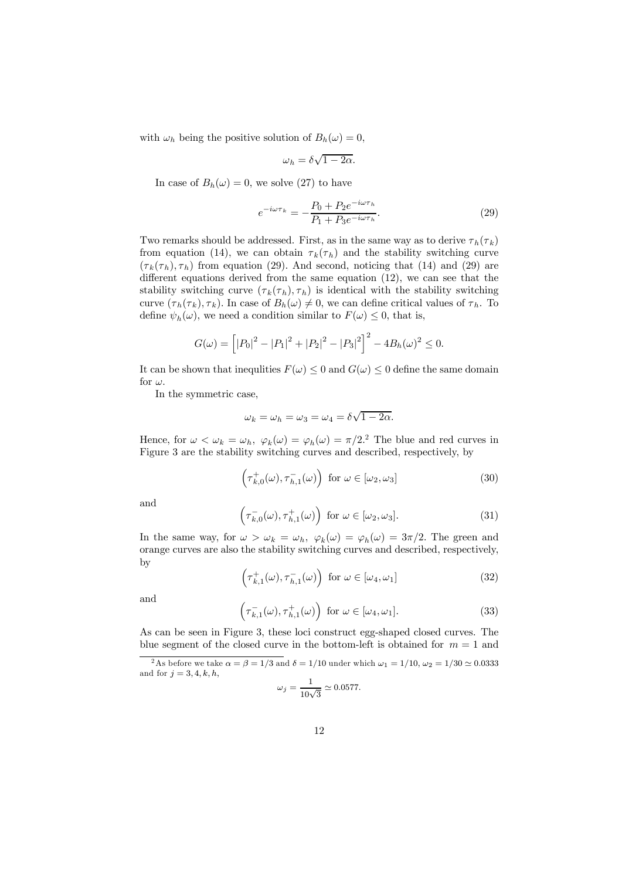with $\omega_h$ being the positive solution of $B_h(\omega) = 0$,

$$\omega_h = \delta\sqrt{1-2\alpha}.$$

In case of $B_h(\omega) = 0$, we solve (27) to have

$$e^{-i\omega\tau_k} = -\frac{P_0 + P_2 e^{-i\omega\tau_h}}{P_1 + P_3 e^{-i\omega\tau_h}}. \tag{29}$$

Two remarks should be addressed. First, as in the same way as to derive $\tau_h(\tau_k)$ from equation (14), we can obtain $\tau_k(\tau_h)$ and the stability switching curve $(\tau_k(\tau_h), \tau_h)$ from equation (29). And second, noticing that (14) and (29) are different equations derived from the same equation (12), we can see that the stability switching curve $(\tau_k(\tau_h), \tau_h)$ is identical with the stability switching curve $(\tau_h(\tau_k), \tau_k)$. In case of $B_h(\omega) \neq 0$, we can define critical values of $\tau_h$. To define $\psi_h(\omega)$, we need a condition similar to $F(\omega) \leq 0$, that is,

$$G(\omega) = \left[|P_0|^2 - |P_1|^2 + |P_2|^2 - |P_3|^2\right]^2 - 4B_h(\omega)^2 \leq 0.$$

It can be shown that inequlities $F(\omega) \leq 0$ and $G(\omega) \leq 0$ define the same domain for $\omega$.

In the symmetric case,

$$\omega_k = \omega_h = \omega_3 = \omega_4 = \delta\sqrt{1-2\alpha}.$$

Hence, for $\omega < \omega_k = \omega_h$, $\varphi_k(\omega) = \varphi_h(\omega) = \pi/2$.[2] The blue and red curves in Figure 3 are the stability switching curves and described, respectively, by

$$\left(\tau_{k,0}^{+}(\omega), \tau_{h,1}^{-}(\omega)\right) \text{ for } \omega \in [\omega_2, \omega_3] \tag{30}$$

and

$$\left(\tau_{k,0}^{-}(\omega), \tau_{h,1}^{+}(\omega)\right) \text{ for } \omega \in [\omega_2, \omega_3]. \tag{31}$$

In the same way, for $\omega > \omega_k = \omega_h$, $\varphi_k(\omega) = \varphi_h(\omega) = 3\pi/2$. The green and orange curves are also the stability switching curves and described, respectively, by

$$\left(\tau_{k,1}^{+}(\omega), \tau_{h,1}^{-}(\omega)\right) \text{ for } \omega \in [\omega_4, \omega_1] \tag{32}$$

and

$$\left(\tau_{k,1}^{-}(\omega), \tau_{h,1}^{+}(\omega)\right) \text{ for } \omega \in [\omega_4, \omega_1]. \tag{33}$$

As can be seen in Figure 3, these loci construct egg-shaped closed curves. The blue segment of the closed curve in the bottom-left is obtained for $m = 1$ and

[2] As before we take $\alpha = \beta = 1/3$ and $\delta = 1/10$ under which $\omega_1 = 1/10$, $\omega_2 = 1/30 \simeq 0.0333$ and for $j = 3, 4, k, h$,

$$\omega_j = \frac{1}{10\sqrt{3}} \simeq 0.0577.$$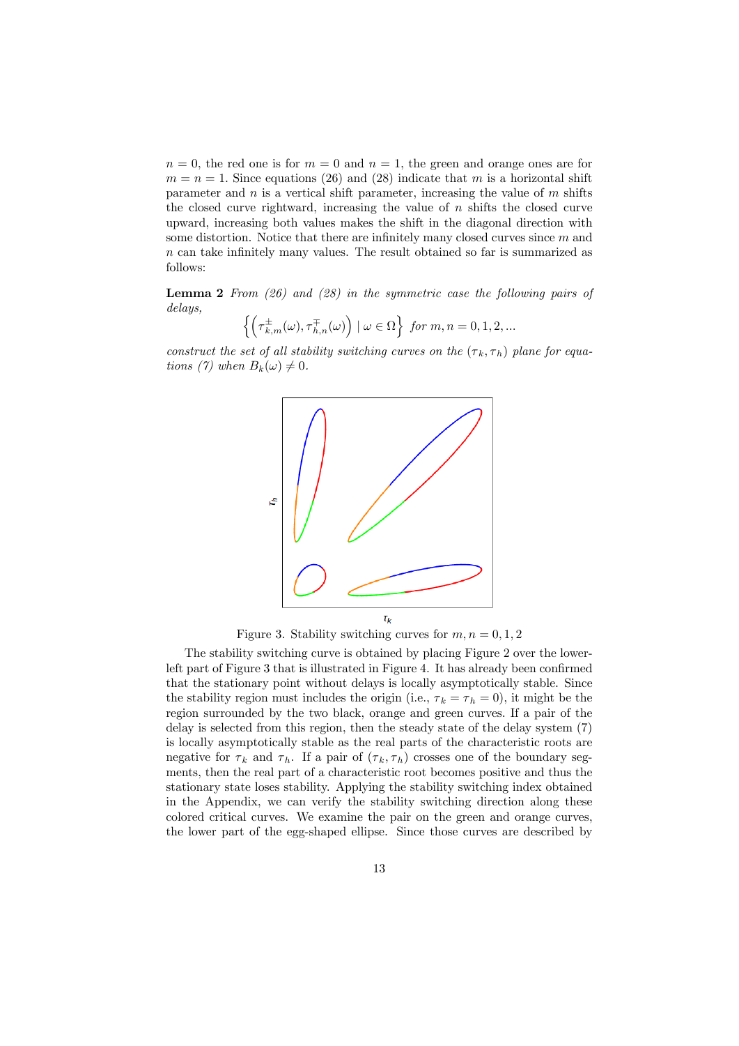$n = 0$, the red one is for $m = 0$ and $n = 1$, the green and orange ones are for $m = n = 1$. Since equations (26) and (28) indicate that $m$ is a horizontal shift parameter and $n$ is a vertical shift parameter, increasing the value of $m$ shifts the closed curve rightward, increasing the value of $n$ shifts the closed curve upward, increasing both values makes the shift in the diagonal direction with some distortion. Notice that there are infinitely many closed curves since $m$ and $n$ can take infinitely many values. The result obtained so far is summarized as follows:

**Lemma 2** *From (26) and (28) in the symmetric case the following pairs of delays,*

$$\left\{ \left( \tau_{k,m}^{\pm}(\omega), \tau_{h,n}^{\mp}(\omega) \right) \mid \omega \in \Omega \right\} \text{ for } m, n = 0, 1, 2, ...$$

*construct the set of all stability switching curves on the $(\tau_k, \tau_h)$ plane for equations (7) when $B_k(\omega) \neq 0$.*

Figure 3. Stability switching curves for $m, n = 0, 1, 2$

The stability switching curve is obtained by placing Figure 2 over the lower-left part of Figure 3 that is illustrated in Figure 4. It has already been confirmed that the stationary point without delays is locally asymptotically stable. Since the stability region must includes the origin (i.e., $\tau_k = \tau_h = 0$), it might be the region surrounded by the two black, orange and green curves. If a pair of the delay is selected from this region, then the steady state of the delay system (7) is locally asymptotically stable as the real parts of the characteristic roots are negative for $\tau_k$ and $\tau_h$. If a pair of $(\tau_k, \tau_h)$ crosses one of the boundary segments, then the real part of a characteristic root becomes positive and thus the stationary state loses stability. Applying the stability switching index obtained in the Appendix, we can verify the stability switching direction along these colored critical curves. We examine the pair on the green and orange curves, the lower part of the egg-shaped ellipse. Since those curves are described by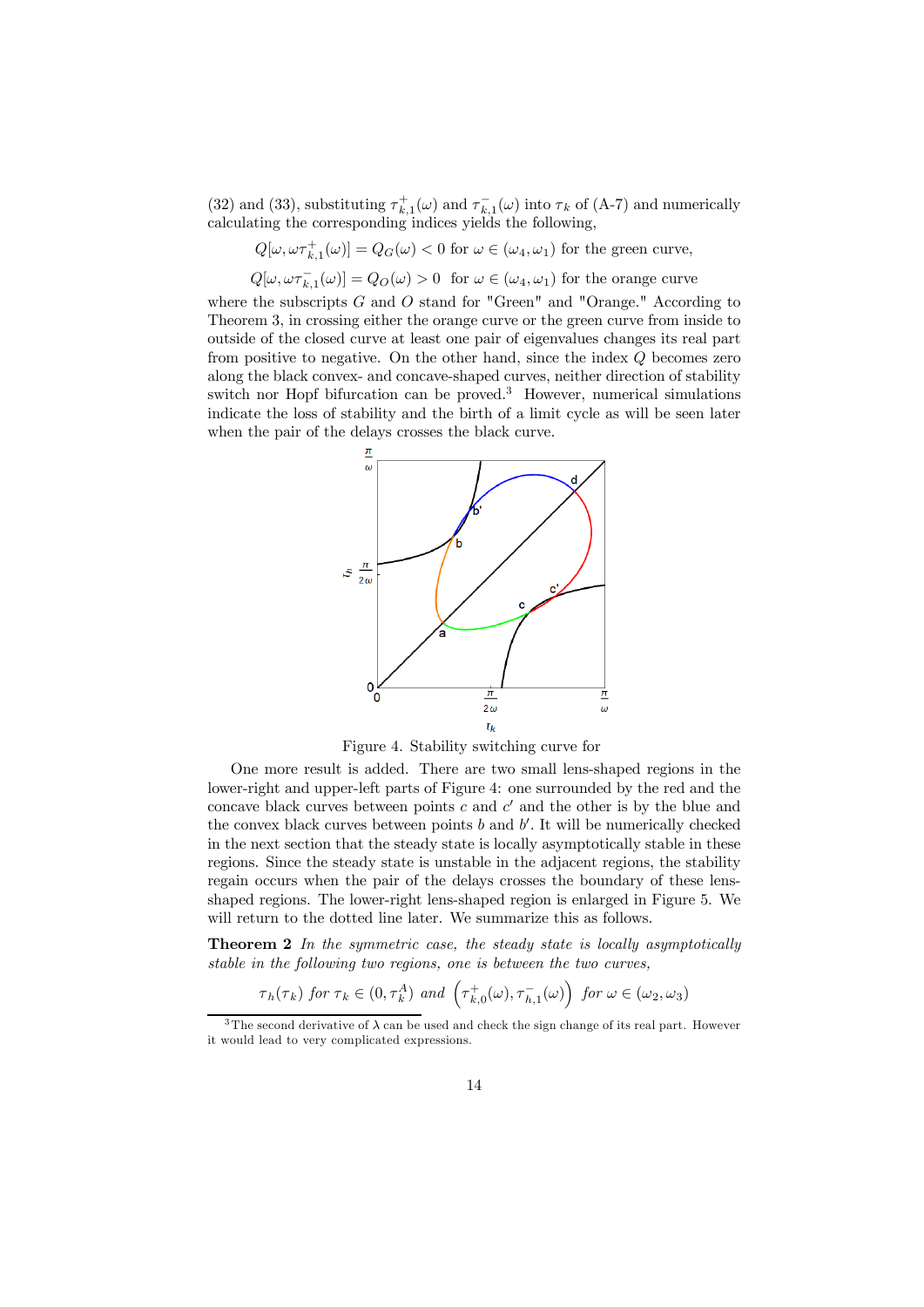(32) and (33), substituting $\tau_{k,1}^{+}(\omega)$ and $\tau_{k,1}^{-}(\omega)$ into $\tau_k$ of (A-7) and numerically calculating the corresponding indices yields the following,

$$Q[\omega, \omega\tau_{k,1}^{+}(\omega)] = Q_G(\omega) < 0 \text{ for } \omega \in (\omega_4, \omega_1) \text{ for the green curve,}$$

$$Q[\omega, \omega\tau_{k,1}^{-}(\omega)] = Q_O(\omega) > 0 \text{ for } \omega \in (\omega_4, \omega_1) \text{ for the orange curve}$$

where the subscripts $G$ and $O$ stand for "Green" and "Orange." According to Theorem 3, in crossing either the orange curve or the green curve from inside to outside of the closed curve at least one pair of eigenvalues changes its real part from positive to negative. On the other hand, since the index $Q$ becomes zero along the black convex- and concave-shaped curves, neither direction of stability switch nor Hopf bifurcation can be proved.[3] However, numerical simulations indicate the loss of stability and the birth of a limit cycle as will be seen later when the pair of the delays crosses the black curve.

Figure 4. Stability switching curve for

One more result is added. There are two small lens-shaped regions in the lower-right and upper-left parts of Figure 4: one surrounded by the red and the concave black curves between points $c$ and $c'$ and the other is by the blue and the convex black curves between points $b$ and $b'$. It will be numerically checked in the next section that the steady state is locally asymptotically stable in these regions. Since the steady state is unstable in the adjacent regions, the stability regain occurs when the pair of the delays crosses the boundary of these lens-shaped regions. The lower-right lens-shaped region is enlarged in Figure 5. We will return to the dotted line later. We summarize this as follows.

**Theorem 2** *In the symmetric case, the steady state is locally asymptotically stable in the following two regions, one is between the two curves,*

$$\tau_h(\tau_k) \text{ for } \tau_k \in (0, \tau_k^A) \text{ and } \left(\tau_{k,0}^{+}(\omega), \tau_{h,1}^{-}(\omega)\right) \text{ for } \omega \in (\omega_2, \omega_3)$$

[3] The second derivative of $\lambda$ can be used and check the sign change of its real part. However it would lead to very complicated expressions.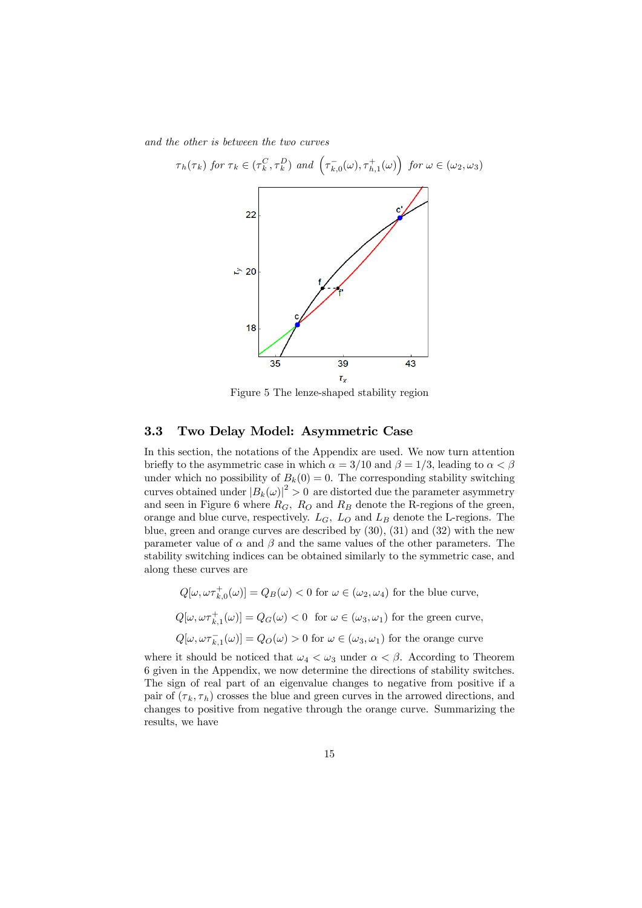*and the other is between the two curves*

$$\tau_h(\tau_k) \text{ for } \tau_k \in (\tau_k^C, \tau_k^D) \text{ and } \left(\tau_{k,0}^-(\omega), \tau_{h,1}^+(\omega)\right) \text{ for } \omega \in (\omega_2, \omega_3)$$

Figure 5 The lenze-shaped stability region

## 3.3 Two Delay Model: Asymmetric Case

In this section, the notations of the Appendix are used. We now turn attention briefly to the asymmetric case in which $\alpha = 3/10$ and $\beta = 1/3$, leading to $\alpha < \beta$ under which no possibility of $B_k(0) = 0$. The corresponding stability switching curves obtained under $|B_k(\omega)|^2 > 0$ are distorted due the parameter asymmetry and seen in Figure 6 where $R_G$, $R_O$ and $R_B$ denote the R-regions of the green, orange and blue curve, respectively. $L_G$, $L_O$ and $L_B$ denote the L-regions. The blue, green and orange curves are described by (30), (31) and (32) with the new parameter value of $\alpha$ and $\beta$ and the same values of the other parameters. The stability switching indices can be obtained similarly to the symmetric case, and along these curves are

$$Q[\omega, \omega\tau_{k,0}^+(\omega)] = Q_B(\omega) < 0 \text{ for } \omega \in (\omega_2, \omega_4) \text{ for the blue curve,}$$

$$Q[\omega, \omega\tau_{k,1}^+(\omega)] = Q_G(\omega) < 0 \text{ for } \omega \in (\omega_3, \omega_1) \text{ for the green curve,}$$

$$Q[\omega, \omega\tau_{k,1}^-(\omega)] = Q_O(\omega) > 0 \text{ for } \omega \in (\omega_3, \omega_1) \text{ for the orange curve}$$

where it should be noticed that $\omega_4 < \omega_3$ under $\alpha < \beta$. According to Theorem 6 given in the Appendix, we now determine the directions of stability switches. The sign of real part of an eigenvalue changes to negative from positive if a pair of $(\tau_k, \tau_h)$ crosses the blue and green curves in the arrowed directions, and changes to positive from negative through the orange curve. Summarizing the results, we have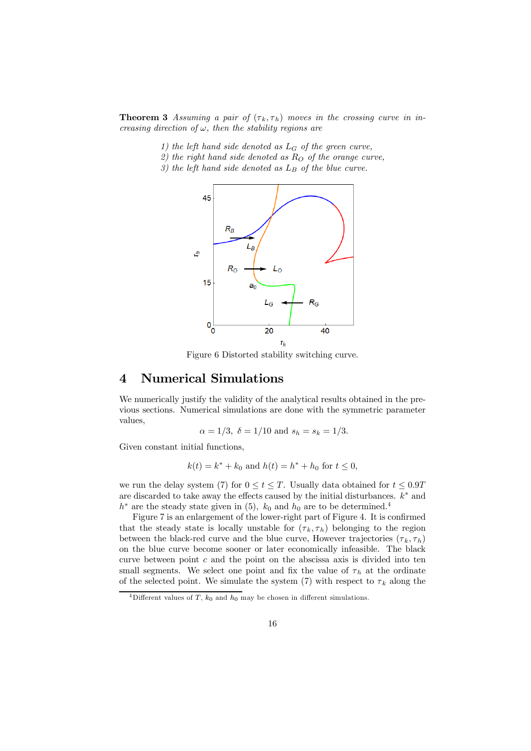**Theorem 3** *Assuming a pair of $(\tau_k, \tau_h)$ moves in the crossing curve in increasing direction of $\omega$, then the stability regions are*

*1) the left hand side denoted as $L_G$ of the green curve,*
*2) the right hand side denoted as $R_O$ of the orange curve,*
*3) the left hand side denoted as $L_B$ of the blue curve.*

Figure 6 Distorted stability switching curve.

## 4 Numerical Simulations

We numerically justify the validity of the analytical results obtained in the previous sections. Numerical simulations are done with the symmetric parameter values,

$$\alpha = 1/3,\ \delta = 1/10 \text{ and } s_h = s_k = 1/3.$$

Given constant initial functions,

$$k(t) = k^* + k_0 \text{ and } h(t) = h^* + h_0 \text{ for } t \leq 0,$$

we run the delay system (7) for $0 \leq t \leq T$. Usually data obtained for $t \leq 0.9T$ are discarded to take away the effects caused by the initial disturbances. $k^*$ and $h^*$ are the steady state given in (5), $k_0$ and $h_0$ are to be determined.[4]

Figure 7 is an enlargement of the lower-right part of Figure 4. It is confirmed that the steady state is locally unstable for $(\tau_k, \tau_h)$ belonging to the region between the black-red curve and the blue curve, However trajectories $(\tau_k, \tau_h)$ on the blue curve become sooner or later economically infeasible. The black curve between point $c$ and the point on the abscissa axis is divided into ten small segments. We select one point and fix the value of $\tau_h$ at the ordinate of the selected point. We simulate the system (7) with respect to $\tau_k$ along the

[4] Different values of $T$, $k_0$ and $h_0$ may be chosen in different simulations.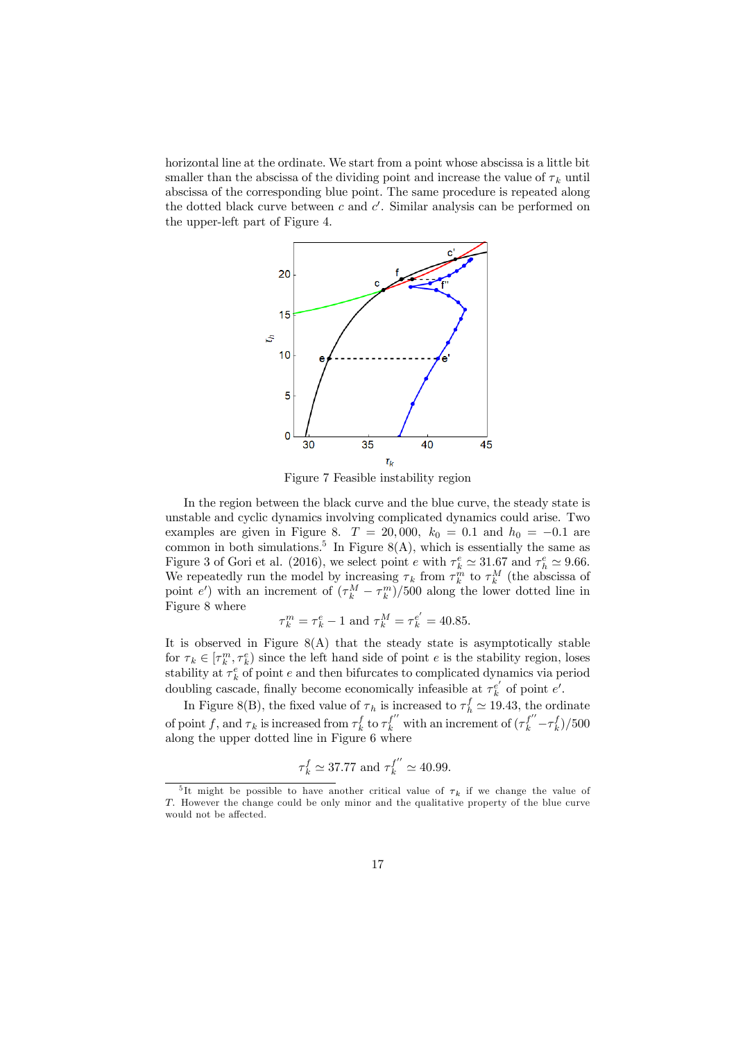horizontal line at the ordinate. We start from a point whose abscissa is a little bit smaller than the abscissa of the dividing point and increase the value of $\tau_k$ until abscissa of the corresponding blue point. The same procedure is repeated along the dotted black curve between $c$ and $c'$. Similar analysis can be performed on the upper-left part of Figure 4.

Figure 7 Feasible instability region

In the region between the black curve and the blue curve, the steady state is unstable and cyclic dynamics involving complicated dynamics could arise. Two examples are given in Figure 8. $T = 20,000$, $k_0 = 0.1$ and $h_0 = -0.1$ are common in both simulations.[5] In Figure 8(A), which is essentially the same as Figure 3 of Gori et al. (2016), we select point $e$ with $\tau_k^e \simeq 31.67$ and $\tau_h^e \simeq 9.66$. We repeatedly run the model by increasing $\tau_k$ from $\tau_k^m$ to $\tau_k^M$ (the abscissa of point $e'$) with an increment of $(\tau_k^M - \tau_k^m)/500$ along the lower dotted line in Figure 8 where

$$\tau_k^m = \tau_k^e - 1 \text{ and } \tau_k^M = \tau_k^{e'} = 40.85.$$

It is observed in Figure 8(A) that the steady state is asymptotically stable for $\tau_k \in [\tau_k^m, \tau_k^e)$ since the left hand side of point $e$ is the stability region, loses stability at $\tau_k^e$ of point $e$ and then bifurcates to complicated dynamics via period doubling cascade, finally become economically infeasible at $\tau_k^{e'}$ of point $e'$.

In Figure 8(B), the fixed value of $\tau_h$ is increased to $\tau_h^f \simeq 19.43$, the ordinate of point $f$, and $\tau_k$ is increased from $\tau_k^f$ to $\tau_k^{f''}$ with an increment of $(\tau_k^{f''} - \tau_k^f)/500$ along the upper dotted line in Figure 6 where

$$\tau_k^f \simeq 37.77 \text{ and } \tau_k^{f''} \simeq 40.99.$$

[5] It might be possible to have another critical value of $\tau_k$ if we change the value of $T$. However the change could be only minor and the qualitative property of the blue curve would not be affected.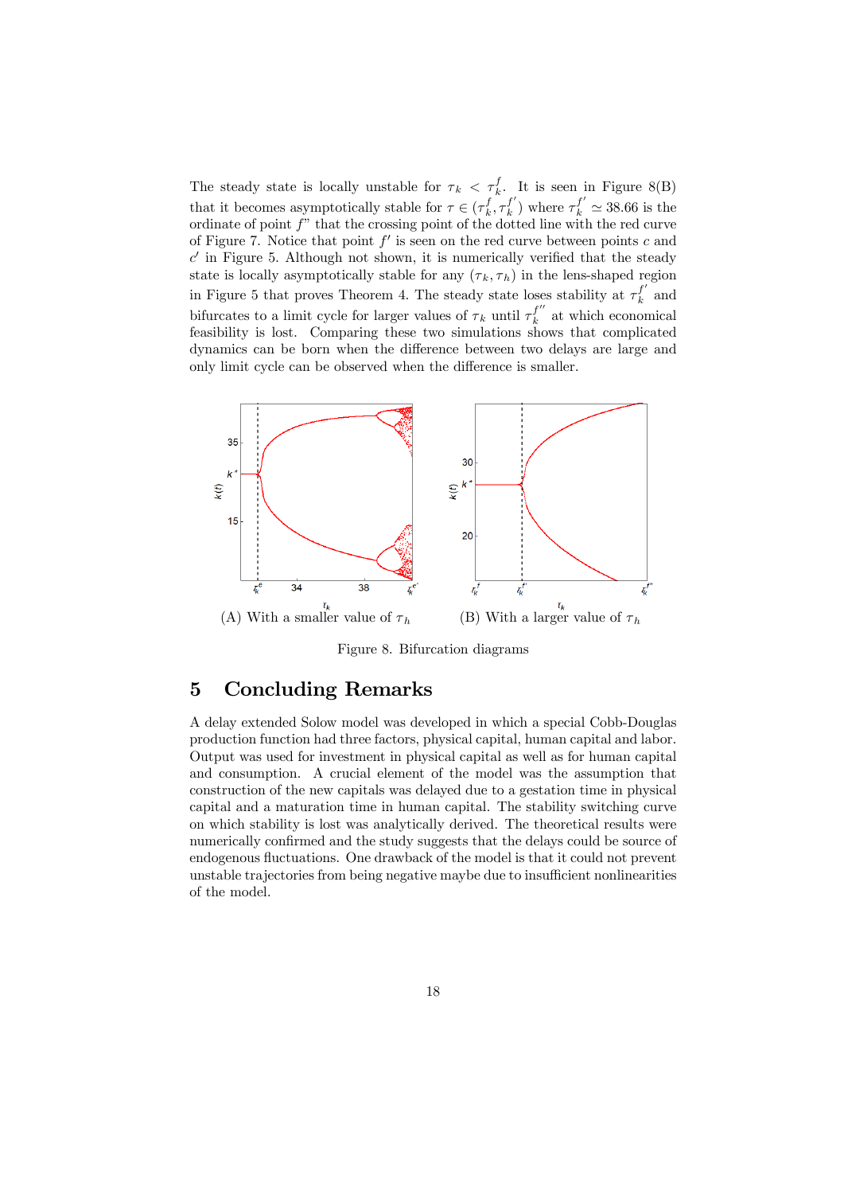The steady state is locally unstable for $\tau_k < \tau_k^f$. It is seen in Figure 8(B) that it becomes asymptotically stable for $\tau \in (\tau_k^f, \tau_k^{f'})$ where $\tau_k^{f'} \simeq 38.66$ is the ordinate of point $f$" that the crossing point of the dotted line with the red curve of Figure 7. Notice that point $f'$ is seen on the red curve between points $c$ and $c'$ in Figure 5. Although not shown, it is numerically verified that the steady state is locally asymptotically stable for any $(\tau_k, \tau_h)$ in the lens-shaped region in Figure 5 that proves Theorem 4. The steady state loses stability at $\tau_k^{f'}$ and bifurcates to a limit cycle for larger values of $\tau_k$ until $\tau_k^{f''}$ at which economical feasibility is lost. Comparing these two simulations shows that complicated dynamics can be born when the difference between two delays are large and only limit cycle can be observed when the difference is smaller.

(A) With a smaller value of $\tau_h$

(B) With a larger value of $\tau_h$

Figure 8. Bifurcation diagrams

# 5 Concluding Remarks

A delay extended Solow model was developed in which a special Cobb-Douglas production function had three factors, physical capital, human capital and labor. Output was used for investment in physical capital as well as for human capital and consumption. A crucial element of the model was the assumption that construction of the new capitals was delayed due to a gestation time in physical capital and a maturation time in human capital. The stability switching curve on which stability is lost was analytically derived. The theoretical results were numerically confirmed and the study suggests that the delays could be source of endogenous fluctuations. One drawback of the model is that it could not prevent unstable trajectories from being negative maybe due to insufficient nonlinearities of the model.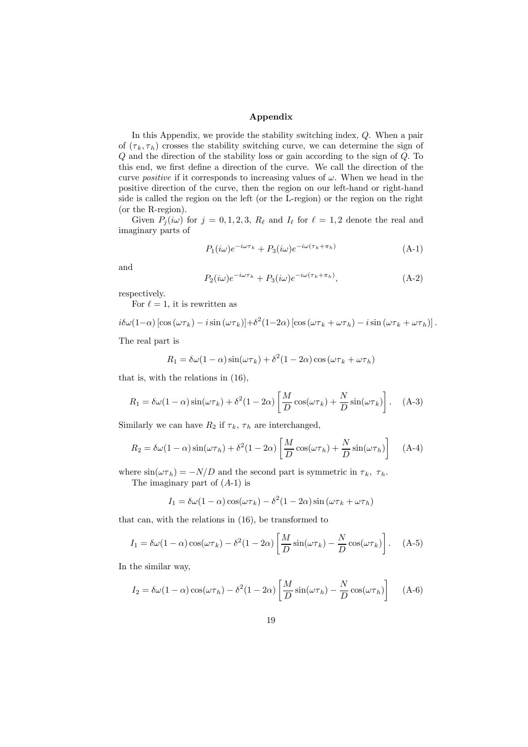# Appendix

In this Appendix, we provide the stability switching index, $Q$. When a pair of $(\tau_k, \tau_h)$ crosses the stability switching curve, we can determine the sign of $Q$ and the direction of the stability loss or gain according to the sign of $Q$. To this end, we first define a direction of the curve. We call the direction of the curve *positive* if it corresponds to increasing values of $\omega$. When we head in the positive direction of the curve, then the region on our left-hand or right-hand side is called the region on the left (or the L-region) or the region on the right (or the R-region).

Given $P_j(i\omega)$ for $j = 0, 1, 2, 3$, $R_\ell$ and $I_\ell$ for $\ell = 1, 2$ denote the real and imaginary parts of

$$P_1(i\omega)e^{-i\omega\tau_k} + P_3(i\omega)e^{-i\omega(\tau_k+\pi_h)} \tag{A-1}$$

and

$$P_2(i\omega)e^{-i\omega\tau_h} + P_3(i\omega)e^{-i\omega(\tau_k+\pi_h)}, \tag{A-2}$$

respectively.

For $\ell = 1$, it is rewritten as

$$i\delta\omega(1-\alpha)\left[\cos(\omega\tau_k) - i\sin(\omega\tau_k)\right] + \delta^2(1-2\alpha)\left[\cos(\omega\tau_k + \omega\tau_h) - i\sin(\omega\tau_k + \omega\tau_h)\right].$$

The real part is

$$R_1 = \delta\omega(1-\alpha)\sin(\omega\tau_k) + \delta^2(1-2\alpha)\cos(\omega\tau_k + \omega\tau_h)$$

that is, with the relations in (16),

$$R_1 = \delta\omega(1-\alpha)\sin(\omega\tau_k) + \delta^2(1-2\alpha)\left[\frac{M}{D}\cos(\omega\tau_k) + \frac{N}{D}\sin(\omega\tau_k)\right]. \tag{A-3}$$

Similarly we can have $R_2$ if $\tau_k$, $\tau_h$ are interchanged,

$$R_2 = \delta\omega(1-\alpha)\sin(\omega\tau_h) + \delta^2(1-2\alpha)\left[\frac{M}{D}\cos(\omega\tau_h) + \frac{N}{D}\sin(\omega\tau_h)\right] \tag{A-4}$$

where $\sin(\omega\tau_h) = -N/D$ and the second part is symmetric in $\tau_k$, $\tau_h$.

The imaginary part of $(A\text{-}1)$ is

$$I_1 = \delta\omega(1-\alpha)\cos(\omega\tau_k) - \delta^2(1-2\alpha)\sin(\omega\tau_k + \omega\tau_h)$$

that can, with the relations in (16), be transformed to

$$I_1 = \delta\omega(1-\alpha)\cos(\omega\tau_k) - \delta^2(1-2\alpha)\left[\frac{M}{D}\sin(\omega\tau_k) - \frac{N}{D}\cos(\omega\tau_k)\right]. \tag{A-5}$$

In the similar way,

$$I_2 = \delta\omega(1-\alpha)\cos(\omega\tau_h) - \delta^2(1-2\alpha)\left[\frac{M}{D}\sin(\omega\tau_h) - \frac{N}{D}\cos(\omega\tau_h)\right] \tag{A-6}$$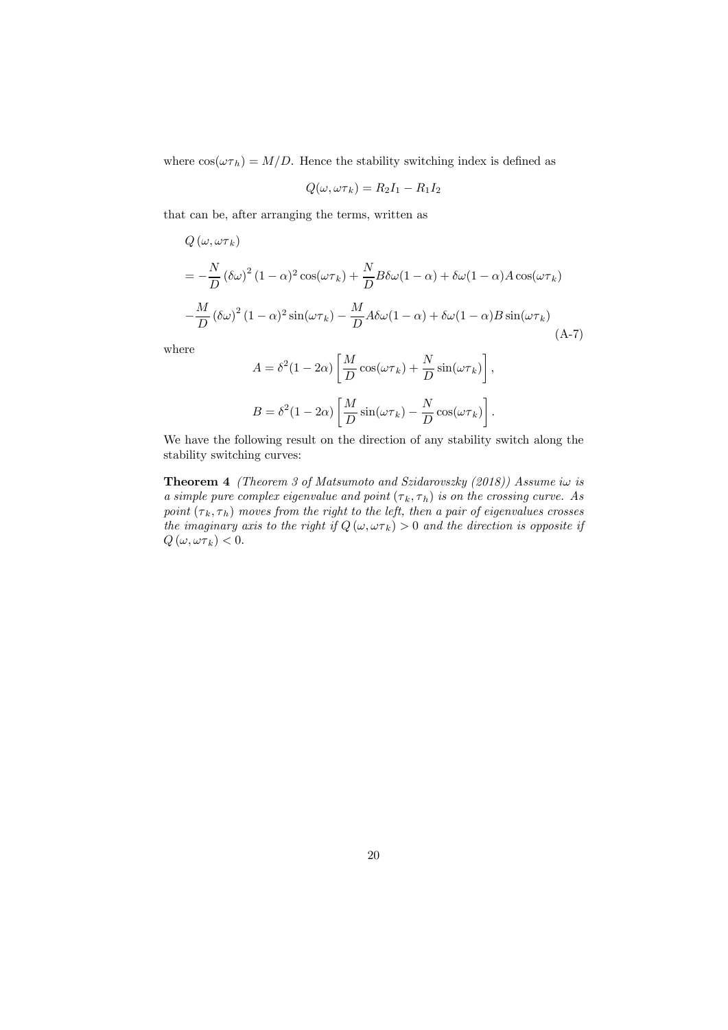where $\cos(\omega\tau_h) = M/D$. Hence the stability switching index is defined as

$$Q(\omega, \omega\tau_k) = R_2 I_1 - R_1 I_2$$

that can be, after arranging the terms, written as

$$\begin{aligned}
&Q\left(\omega, \omega\tau_k\right) \\
&= -\frac{N}{D}\left(\delta\omega\right)^2 (1-\alpha)^2 \cos(\omega\tau_k) + \frac{N}{D} B \delta\omega(1-\alpha) + \delta\omega(1-\alpha) A \cos(\omega\tau_k) \\
&-\frac{M}{D}\left(\delta\omega\right)^2 (1-\alpha)^2 \sin(\omega\tau_k) - \frac{M}{D} A \delta\omega(1-\alpha) + \delta\omega(1-\alpha) B \sin(\omega\tau_k)
\end{aligned} \tag{A-7}$$

where

$$A = \delta^2(1-2\alpha)\left[\frac{M}{D}\cos(\omega\tau_k) + \frac{N}{D}\sin(\omega\tau_k)\right],$$

$$B = \delta^2(1-2\alpha)\left[\frac{M}{D}\sin(\omega\tau_k) - \frac{N}{D}\cos(\omega\tau_k)\right].$$

We have the following result on the direction of any stability switch along the stability switching curves:

**Theorem 4** *(Theorem 3 of Matsumoto and Szidarovszky (2018)) Assume $i\omega$ is a simple pure complex eigenvalue and point $(\tau_k, \tau_h)$ is on the crossing curve. As point $(\tau_k, \tau_h)$ moves from the right to the left, then a pair of eigenvalues crosses the imaginary axis to the right if $Q\left(\omega, \omega\tau_k\right) > 0$ and the direction is opposite if $Q\left(\omega, \omega\tau_k\right) < 0$.*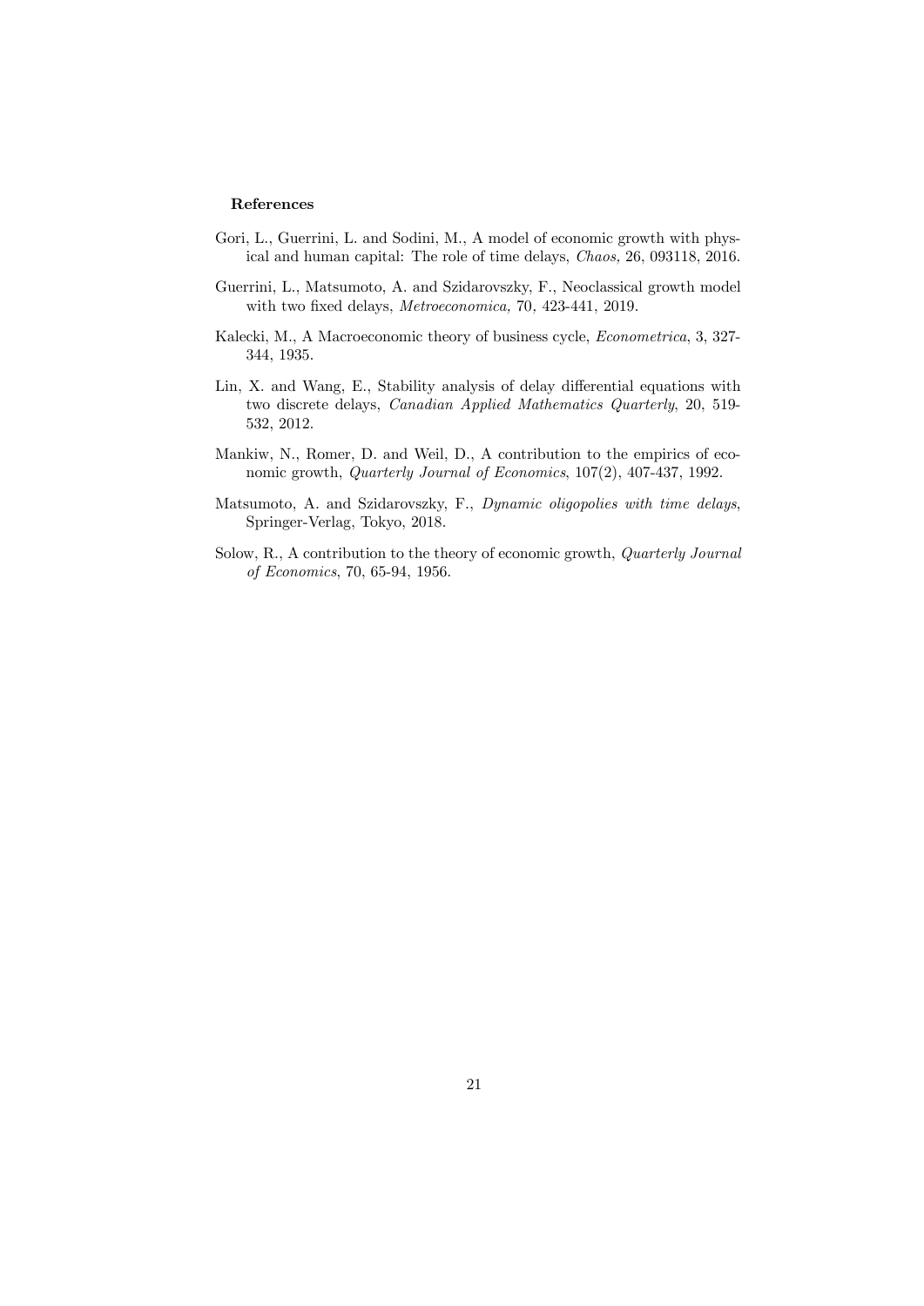**References**

Gori, L., Guerrini, L. and Sodini, M., A model of economic growth with physical and human capital: The role of time delays, *Chaos,* 26, 093118, 2016.

Guerrini, L., Matsumoto, A. and Szidarovszky, F., Neoclassical growth model with two fixed delays, *Metroeconomica,* 70, 423-441, 2019.

Kalecki, M., A Macroeconomic theory of business cycle, *Econometrica*, 3, 327-344, 1935.

Lin, X. and Wang, E., Stability analysis of delay differential equations with two discrete delays, *Canadian Applied Mathematics Quarterly*, 20, 519-532, 2012.

Mankiw, N., Romer, D. and Weil, D., A contribution to the empirics of economic growth, *Quarterly Journal of Economics*, 107(2), 407-437, 1992.

Matsumoto, A. and Szidarovszky, F., *Dynamic oligopolies with time delays*, Springer-Verlag, Tokyo, 2018.

Solow, R., A contribution to the theory of economic growth, *Quarterly Journal of Economics*, 70, 65-94, 1956.